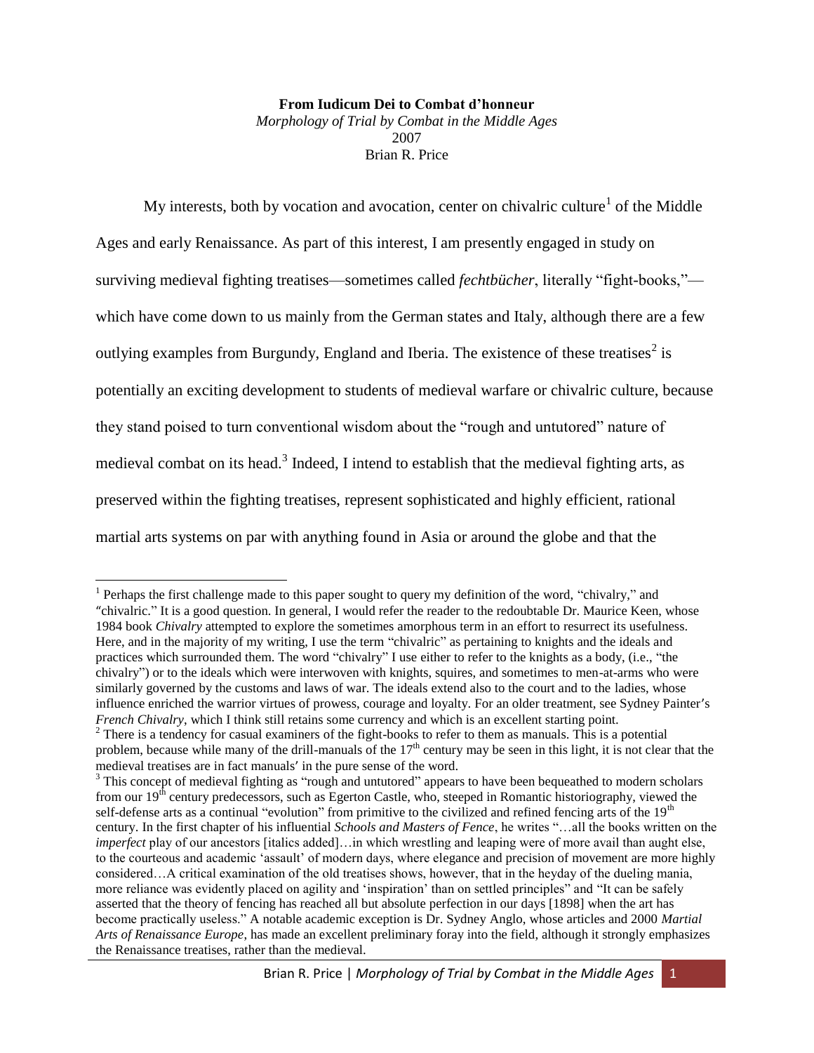**From Iudicum Dei to Combat d'honneur**

*Morphology of Trial by Combat in the Middle Ages*

2007

Brian R. Price

My interests, both by vocation and avocation, center on chivalric culture[1] of the Middle Ages and early Renaissance. As part of this interest, I am presently engaged in study on surviving medieval fighting treatises—sometimes called *fechtbücher*, literally "fight-books,"—which have come down to us mainly from the German states and Italy, although there are a few outlying examples from Burgundy, England and Iberia. The existence of these treatises[2] is potentially an exciting development to students of medieval warfare or chivalric culture, because they stand poised to turn conventional wisdom about the "rough and untutored" nature of medieval combat on its head.[3] Indeed, I intend to establish that the medieval fighting arts, as preserved within the fighting treatises, represent sophisticated and highly efficient, rational martial arts systems on par with anything found in Asia or around the globe and that the

---

[1] Perhaps the first challenge made to this paper sought to query my definition of the word, "chivalry," and "chivalric." It is a good question. In general, I would refer the reader to the redoubtable Dr. Maurice Keen, whose 1984 book *Chivalry* attempted to explore the sometimes amorphous term in an effort to resurrect its usefulness. Here, and in the majority of my writing, I use the term "chivalric" as pertaining to knights and the ideals and practices which surrounded them. The word "chivalry" I use either to refer to the knights as a body, (i.e., "the chivalry") or to the ideals which were interwoven with knights, squires, and sometimes to men-at-arms who were similarly governed by the customs and laws of war. The ideals extend also to the court and to the ladies, whose influence enriched the warrior virtues of prowess, courage and loyalty. For an older treatment, see Sydney Painter's *French Chivalry*, which I think still retains some currency and which is an excellent starting point.

[2] There is a tendency for casual examiners of the fight-books to refer to them as manuals. This is a potential problem, because while many of the drill-manuals of the 17th century may be seen in this light, it is not clear that the medieval treatises are in fact manuals' in the pure sense of the word.

[3] This concept of medieval fighting as "rough and untutored" appears to have been bequeathed to modern scholars from our 19th century predecessors, such as Egerton Castle, who, steeped in Romantic historiography, viewed the self-defense arts as a continual "evolution" from primitive to the civilized and refined fencing arts of the 19th century. In the first chapter of his influential *Schools and Masters of Fence*, he writes "…all the books written on the *imperfect* play of our ancestors [italics added]…in which wrestling and leaping were of more avail than aught else, to the courteous and academic 'assault' of modern days, where elegance and precision of movement are more highly considered…A critical examination of the old treatises shows, however, that in the heyday of the dueling mania, more reliance was evidently placed on agility and 'inspiration' than on settled principles" and "It can be safely asserted that the theory of fencing has reached all but absolute perfection in our days [1898] when the art has become practically useless." A notable academic exception is Dr. Sydney Anglo, whose articles and 2000 *Martial Arts of Renaissance Europe*, has made an excellent preliminary foray into the field, although it strongly emphasizes the Renaissance treatises, rather than the medieval.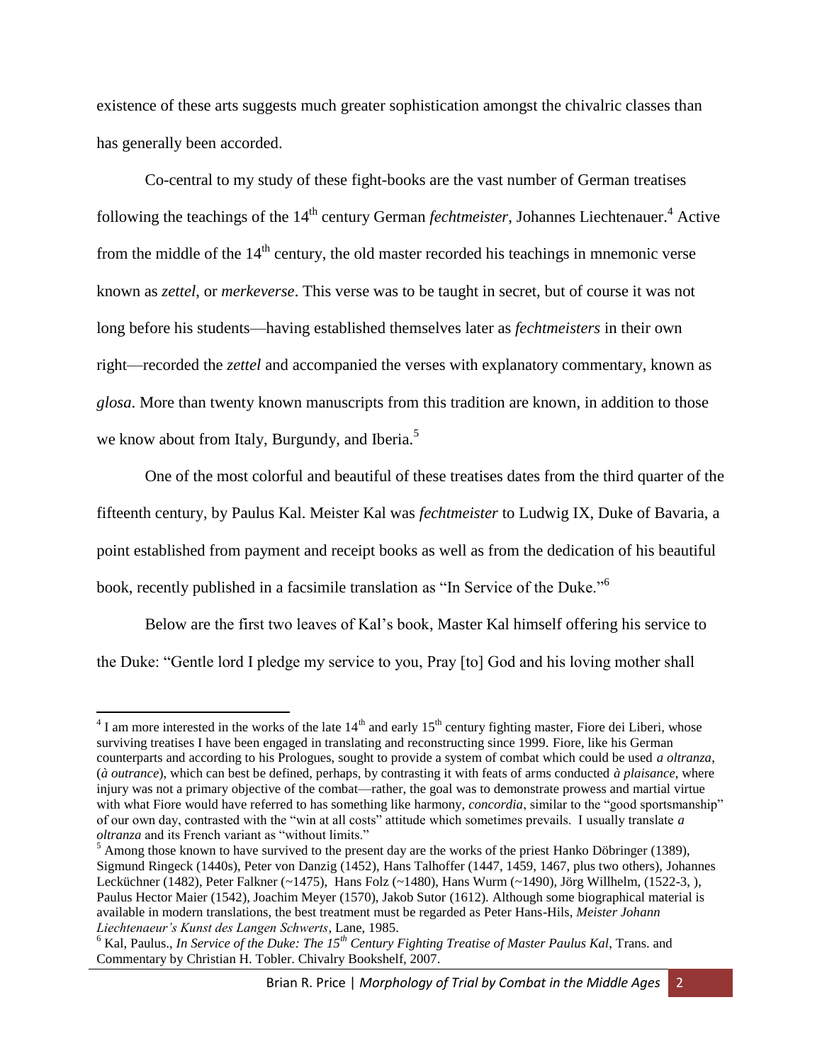existence of these arts suggests much greater sophistication amongst the chivalric classes than has generally been accorded.

Co-central to my study of these fight-books are the vast number of German treatises following the teachings of the 14th century German *fechtmeister*, Johannes Liechtenauer.[4] Active from the middle of the 14th century, the old master recorded his teachings in mnemonic verse known as *zettel*, or *merkeverse*. This verse was to be taught in secret, but of course it was not long before his students—having established themselves later as *fechtmeisters* in their own right—recorded the *zettel* and accompanied the verses with explanatory commentary, known as *glosa*. More than twenty known manuscripts from this tradition are known, in addition to those we know about from Italy, Burgundy, and Iberia.[5]

One of the most colorful and beautiful of these treatises dates from the third quarter of the fifteenth century, by Paulus Kal. Meister Kal was *fechtmeister* to Ludwig IX, Duke of Bavaria, a point established from payment and receipt books as well as from the dedication of his beautiful book, recently published in a facsimile translation as "In Service of the Duke."[6]

Below are the first two leaves of Kal's book, Master Kal himself offering his service to the Duke: "Gentle lord I pledge my service to you, Pray [to] God and his loving mother shall

---

[4] I am more interested in the works of the late 14th and early 15th century fighting master, Fiore dei Liberi, whose surviving treatises I have been engaged in translating and reconstructing since 1999. Fiore, like his German counterparts and according to his Prologues, sought to provide a system of combat which could be used *a oltranza*, (*à outrance*), which can best be defined, perhaps, by contrasting it with feats of arms conducted *à plaisance*, where injury was not a primary objective of the combat—rather, the goal was to demonstrate prowess and martial virtue with what Fiore would have referred to has something like harmony, *concordia*, similar to the "good sportsmanship" of our own day, contrasted with the "win at all costs" attitude which sometimes prevails. I usually translate *a oltranza* and its French variant as "without limits."

[5] Among those known to have survived to the present day are the works of the priest Hanko Döbringer (1389), Sigmund Ringeck (1440s), Peter von Danzig (1452), Hans Talhoffer (1447, 1459, 1467, plus two others), Johannes Lecküchner (1482), Peter Falkner (~1475), Hans Folz (~1480), Hans Wurm (~1490), Jörg Willhelm, (1522-3, ), Paulus Hector Maier (1542), Joachim Meyer (1570), Jakob Sutor (1612). Although some biographical material is available in modern translations, the best treatment must be regarded as Peter Hans-Hils, *Meister Johann Liechtenaeur's Kunst des Langen Schwerts*, Lane, 1985.

[6] Kal, Paulus., *In Service of the Duke: The 15th Century Fighting Treatise of Master Paulus Kal*, Trans. and Commentary by Christian H. Tobler. Chivalry Bookshelf, 2007.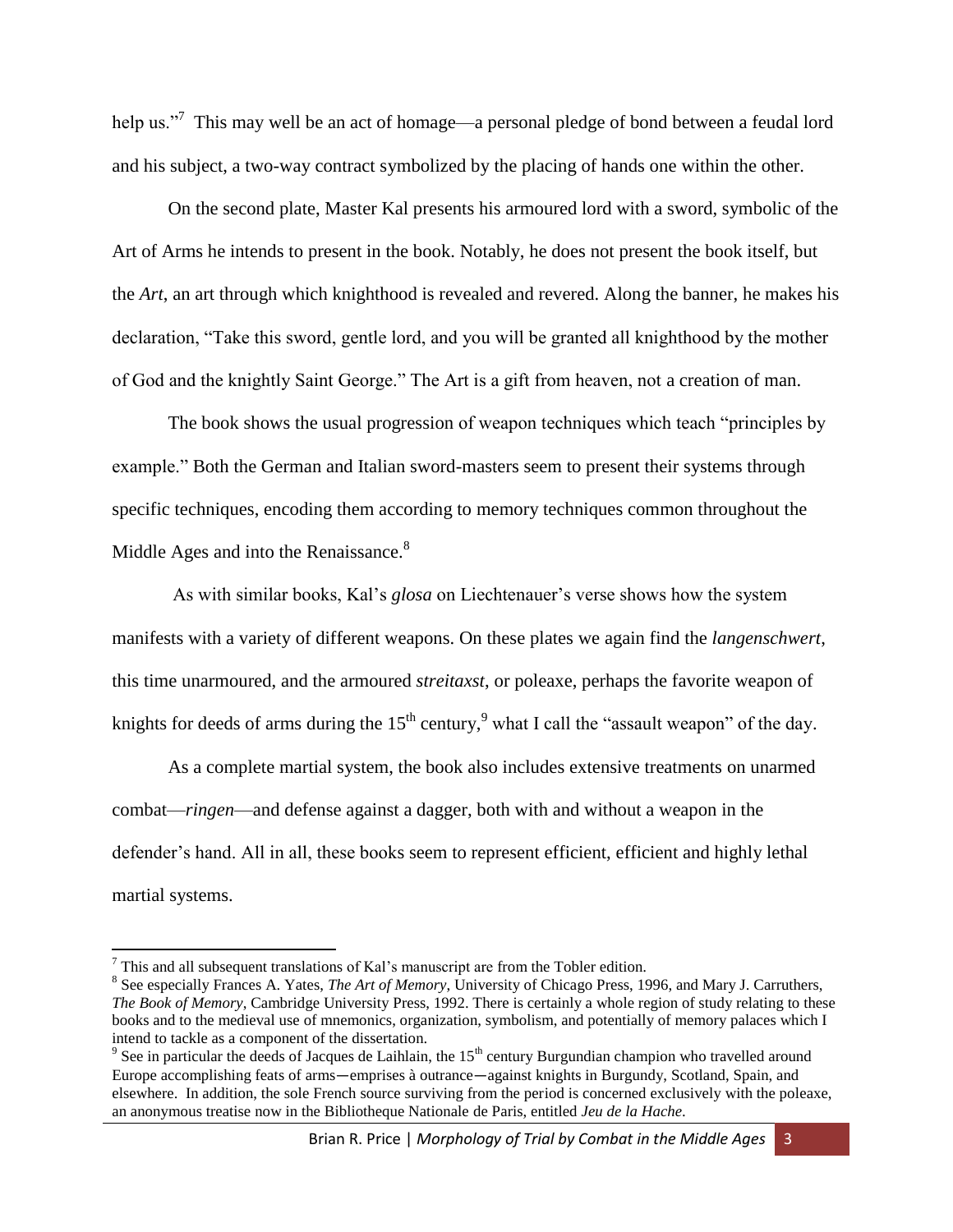help us."[7] This may well be an act of homage—a personal pledge of bond between a feudal lord and his subject, a two-way contract symbolized by the placing of hands one within the other.

On the second plate, Master Kal presents his armoured lord with a sword, symbolic of the Art of Arms he intends to present in the book. Notably, he does not present the book itself, but the *Art*, an art through which knighthood is revealed and revered. Along the banner, he makes his declaration, "Take this sword, gentle lord, and you will be granted all knighthood by the mother of God and the knightly Saint George." The Art is a gift from heaven, not a creation of man.

The book shows the usual progression of weapon techniques which teach "principles by example." Both the German and Italian sword-masters seem to present their systems through specific techniques, encoding them according to memory techniques common throughout the Middle Ages and into the Renaissance.[8]

As with similar books, Kal's *glosa* on Liechtenauer's verse shows how the system manifests with a variety of different weapons. On these plates we again find the *langenschwert*, this time unarmoured, and the armoured *streitaxst*, or poleaxe, perhaps the favorite weapon of knights for deeds of arms during the 15th century,[9] what I call the "assault weapon" of the day.

As a complete martial system, the book also includes extensive treatments on unarmed combat—*ringen*—and defense against a dagger, both with and without a weapon in the defender's hand. All in all, these books seem to represent efficient, efficient and highly lethal martial systems.

---

[7] This and all subsequent translations of Kal's manuscript are from the Tobler edition.

[8] See especially Frances A. Yates, *The Art of Memory*, University of Chicago Press, 1996, and Mary J. Carruthers, *The Book of Memory*, Cambridge University Press, 1992. There is certainly a whole region of study relating to these books and to the medieval use of mnemonics, organization, symbolism, and potentially of memory palaces which I intend to tackle as a component of the dissertation.

[9] See in particular the deeds of Jacques de Laihlain, the 15th century Burgundian champion who travelled around Europe accomplishing feats of arms—emprises à outrance—against knights in Burgundy, Scotland, Spain, and elsewhere. In addition, the sole French source surviving from the period is concerned exclusively with the poleaxe, an anonymous treatise now in the Bibliotheque Nationale de Paris, entitled *Jeu de la Hache*.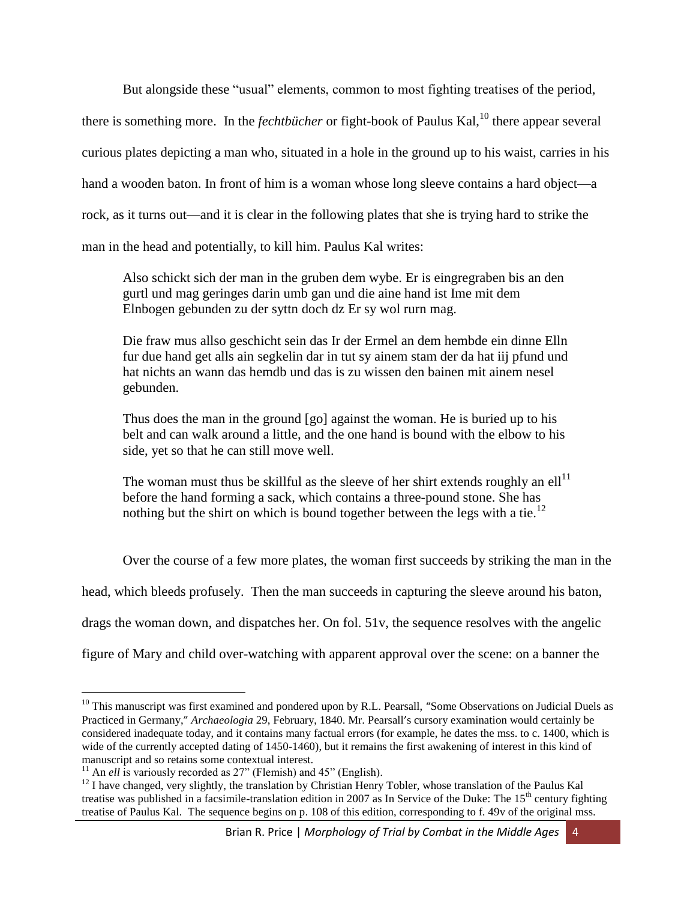But alongside these "usual" elements, common to most fighting treatises of the period, there is something more. In the *fechtbücher* or fight-book of Paulus Kal,[10] there appear several curious plates depicting a man who, situated in a hole in the ground up to his waist, carries in his hand a wooden baton. In front of him is a woman whose long sleeve contains a hard object—a rock, as it turns out—and it is clear in the following plates that she is trying hard to strike the man in the head and potentially, to kill him. Paulus Kal writes:

> Also schickt sich der man in the gruben dem wybe. Er is eingregraben bis an den gurtl und mag geringes darin umb gan und die aine hand ist Ime mit dem Elnbogen gebunden zu der syttn doch dz Er sy wol rurn mag.
>
> Die fraw mus allso geschicht sein das Ir der Ermel an dem hembde ein dinne Elln fur due hand get alls ain segkelin dar in tut sy ainem stam der da hat iij pfund und hat nichts an wann das hemdb und das is zu wissen den bainen mit ainem nesel gebunden.
>
> Thus does the man in the ground [go] against the woman. He is buried up to his belt and can walk around a little, and the one hand is bound with the elbow to his side, yet so that he can still move well.
>
> The woman must thus be skillful as the sleeve of her shirt extends roughly an ell[11] before the hand forming a sack, which contains a three-pound stone. She has nothing but the shirt on which is bound together between the legs with a tie.[12]

Over the course of a few more plates, the woman first succeeds by striking the man in the head, which bleeds profusely. Then the man succeeds in capturing the sleeve around his baton, drags the woman down, and dispatches her. On fol. 51v, the sequence resolves with the angelic figure of Mary and child over-watching with apparent approval over the scene: on a banner the

---

[10] This manuscript was first examined and pondered upon by R.L. Pearsall, "Some Observations on Judicial Duels as Practiced in Germany," *Archaeologia* 29, February, 1840. Mr. Pearsall's cursory examination would certainly be considered inadequate today, and it contains many factual errors (for example, he dates the mss. to c. 1400, which is wide of the currently accepted dating of 1450-1460), but it remains the first awakening of interest in this kind of manuscript and so retains some contextual interest.

[11] An *ell* is variously recorded as 27" (Flemish) and 45" (English).

[12] I have changed, very slightly, the translation by Christian Henry Tobler, whose translation of the Paulus Kal treatise was published in a facsimile-translation edition in 2007 as In Service of the Duke: The 15th century fighting treatise of Paulus Kal. The sequence begins on p. 108 of this edition, corresponding to f. 49v of the original mss.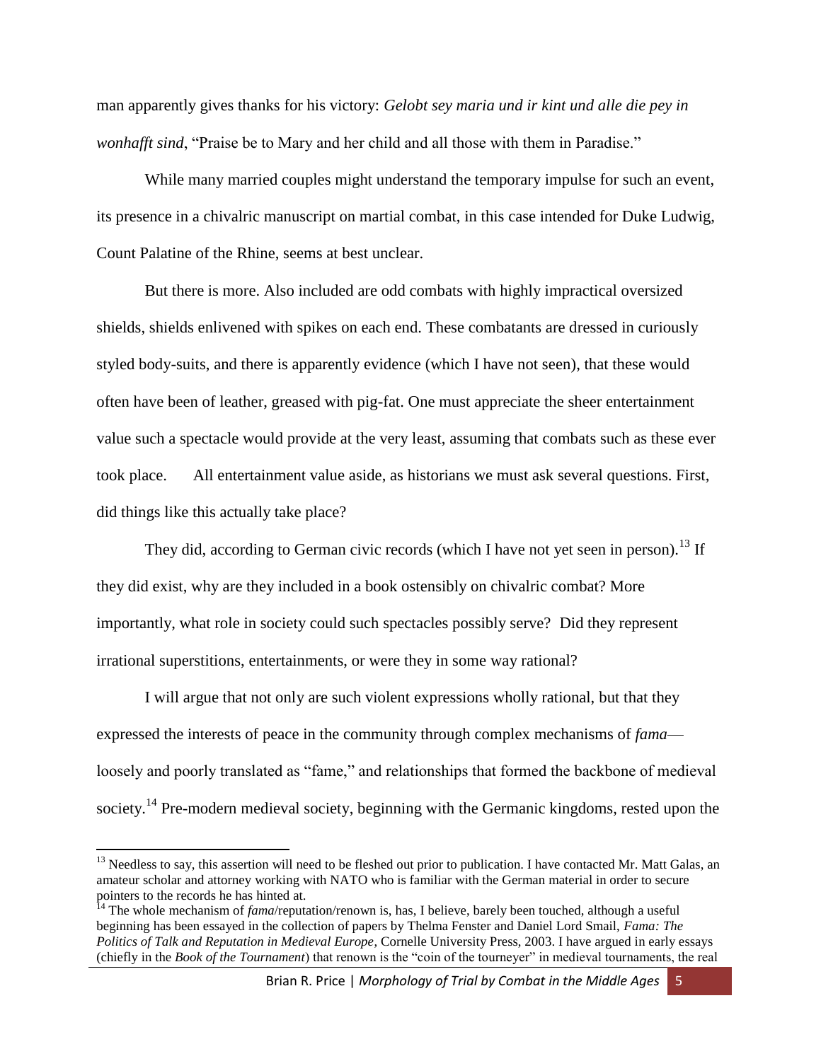man apparently gives thanks for his victory: *Gelobt sey maria und ir kint und alle die pey in wonhafft sind*, "Praise be to Mary and her child and all those with them in Paradise."

While many married couples might understand the temporary impulse for such an event, its presence in a chivalric manuscript on martial combat, in this case intended for Duke Ludwig, Count Palatine of the Rhine, seems at best unclear.

But there is more. Also included are odd combats with highly impractical oversized shields, shields enlivened with spikes on each end. These combatants are dressed in curiously styled body-suits, and there is apparently evidence (which I have not seen), that these would often have been of leather, greased with pig-fat. One must appreciate the sheer entertainment value such a spectacle would provide at the very least, assuming that combats such as these ever took place. All entertainment value aside, as historians we must ask several questions. First, did things like this actually take place?

They did, according to German civic records (which I have not yet seen in person).[13] If they did exist, why are they included in a book ostensibly on chivalric combat? More importantly, what role in society could such spectacles possibly serve? Did they represent irrational superstitions, entertainments, or were they in some way rational?

I will argue that not only are such violent expressions wholly rational, but that they expressed the interests of peace in the community through complex mechanisms of *fama*—loosely and poorly translated as "fame," and relationships that formed the backbone of medieval society.[14] Pre-modern medieval society, beginning with the Germanic kingdoms, rested upon the

---

[13] Needless to say, this assertion will need to be fleshed out prior to publication. I have contacted Mr. Matt Galas, an amateur scholar and attorney working with NATO who is familiar with the German material in order to secure pointers to the records he has hinted at.

[14] The whole mechanism of *fama*/reputation/renown is, has, I believe, barely been touched, although a useful beginning has been essayed in the collection of papers by Thelma Fenster and Daniel Lord Smail, *Fama: The Politics of Talk and Reputation in Medieval Europe*, Cornelle University Press, 2003. I have argued in early essays (chiefly in the *Book of the Tournament*) that renown is the "coin of the tourneyer" in medieval tournaments, the real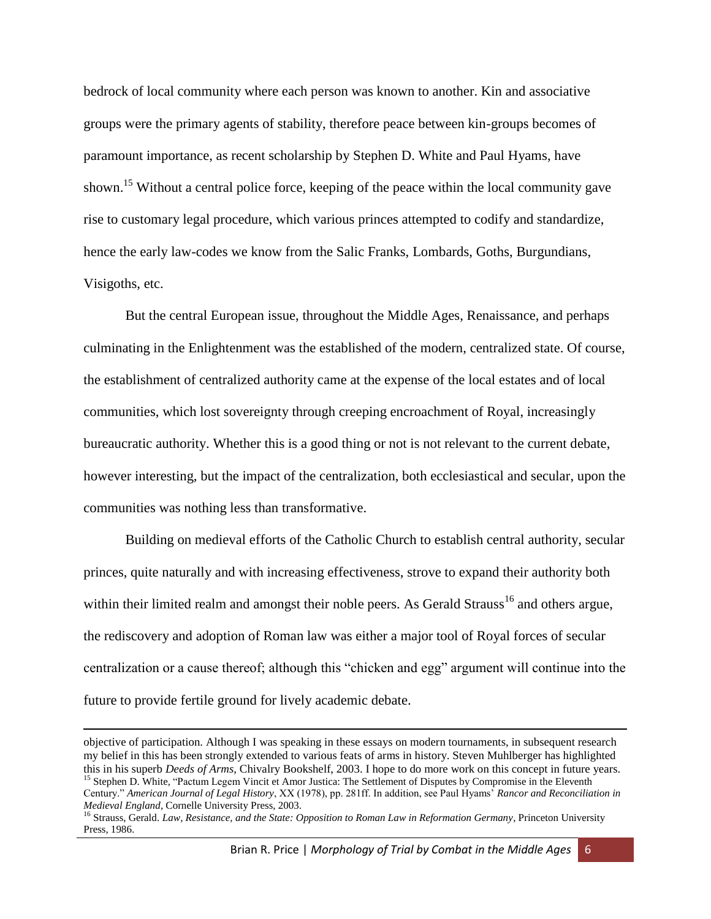bedrock of local community where each person was known to another. Kin and associative groups were the primary agents of stability, therefore peace between kin-groups becomes of paramount importance, as recent scholarship by Stephen D. White and Paul Hyams, have shown.[15] Without a central police force, keeping of the peace within the local community gave rise to customary legal procedure, which various princes attempted to codify and standardize, hence the early law-codes we know from the Salic Franks, Lombards, Goths, Burgundians, Visigoths, etc.

But the central European issue, throughout the Middle Ages, Renaissance, and perhaps culminating in the Enlightenment was the established of the modern, centralized state. Of course, the establishment of centralized authority came at the expense of the local estates and of local communities, which lost sovereignty through creeping encroachment of Royal, increasingly bureaucratic authority. Whether this is a good thing or not is not relevant to the current debate, however interesting, but the impact of the centralization, both ecclesiastical and secular, upon the communities was nothing less than transformative.

Building on medieval efforts of the Catholic Church to establish central authority, secular princes, quite naturally and with increasing effectiveness, strove to expand their authority both within their limited realm and amongst their noble peers. As Gerald Strauss[16] and others argue, the rediscovery and adoption of Roman law was either a major tool of Royal forces of secular centralization or a cause thereof; although this "chicken and egg" argument will continue into the future to provide fertile ground for lively academic debate.

---

objective of participation. Although I was speaking in these essays on modern tournaments, in subsequent research my belief in this has been strongly extended to various feats of arms in history. Steven Muhlberger has highlighted this in his superb *Deeds of Arms*, Chivalry Bookshelf, 2003. I hope to do more work on this concept in future years.

[15] Stephen D. White, "Pactum Legem Vincit et Amor Justica: The Settlement of Disputes by Compromise in the Eleventh Century." *American Journal of Legal History*, XX (1978), pp. 281ff. In addition, see Paul Hyams' *Rancor and Reconciliation in Medieval England*, Cornelle University Press, 2003.

[16] Strauss, Gerald. *Law, Resistance, and the State: Opposition to Roman Law in Reformation Germany*, Princeton University Press, 1986.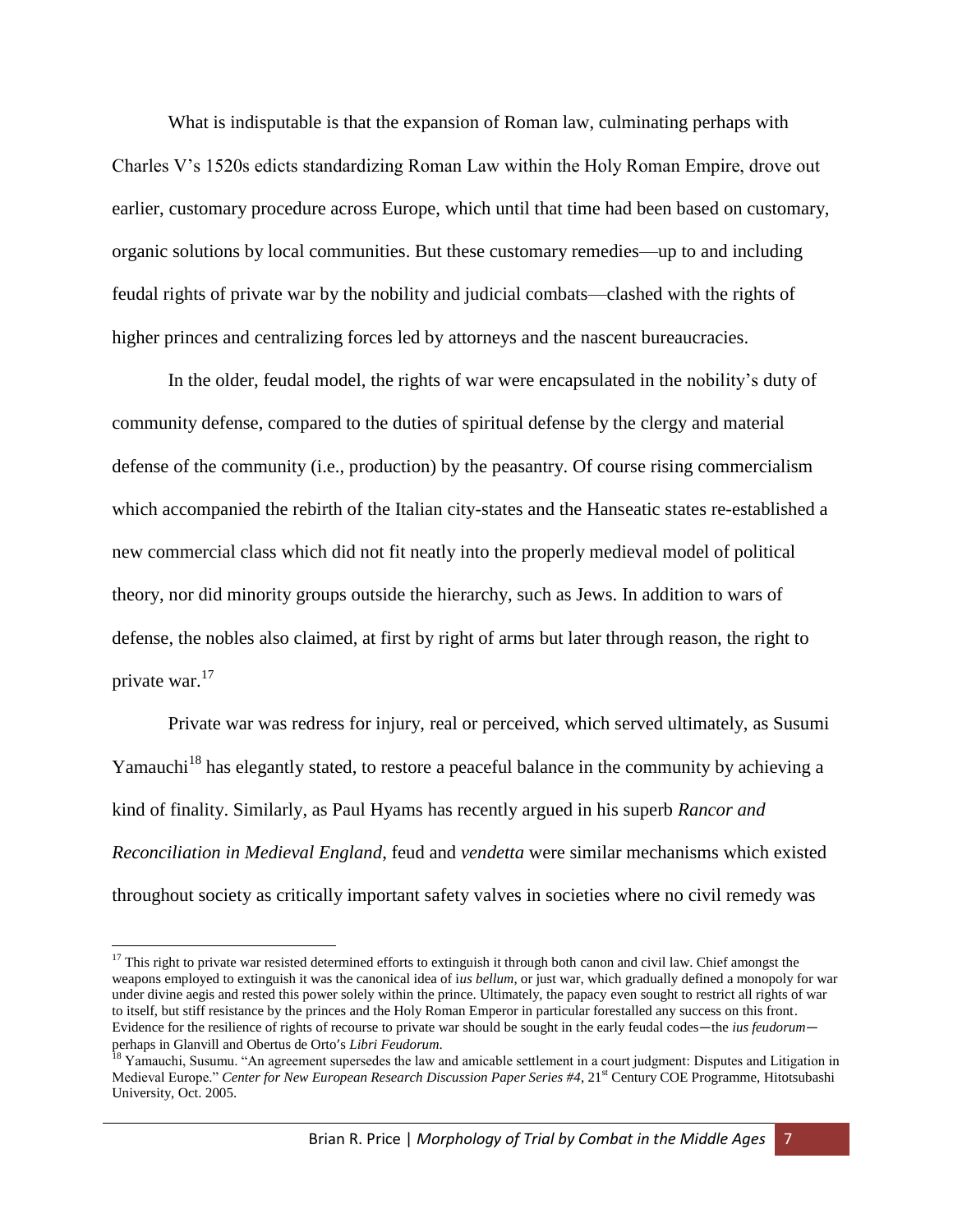What is indisputable is that the expansion of Roman law, culminating perhaps with Charles V's 1520s edicts standardizing Roman Law within the Holy Roman Empire, drove out earlier, customary procedure across Europe, which until that time had been based on customary, organic solutions by local communities. But these customary remedies—up to and including feudal rights of private war by the nobility and judicial combats—clashed with the rights of higher princes and centralizing forces led by attorneys and the nascent bureaucracies.

In the older, feudal model, the rights of war were encapsulated in the nobility's duty of community defense, compared to the duties of spiritual defense by the clergy and material defense of the community (i.e., production) by the peasantry. Of course rising commercialism which accompanied the rebirth of the Italian city-states and the Hanseatic states re-established a new commercial class which did not fit neatly into the properly medieval model of political theory, nor did minority groups outside the hierarchy, such as Jews. In addition to wars of defense, the nobles also claimed, at first by right of arms but later through reason, the right to private war.[17]

Private war was redress for injury, real or perceived, which served ultimately, as Susumi Yamauchi[18] has elegantly stated, to restore a peaceful balance in the community by achieving a kind of finality. Similarly, as Paul Hyams has recently argued in his superb *Rancor and Reconciliation in Medieval England*, feud and *vendetta* were similar mechanisms which existed throughout society as critically important safety valves in societies where no civil remedy was

---

[17] This right to private war resisted determined efforts to extinguish it through both canon and civil law. Chief amongst the weapons employed to extinguish it was the canonical idea of i*us bellum*, or just war, which gradually defined a monopoly for war under divine aegis and rested this power solely within the prince. Ultimately, the papacy even sought to restrict all rights of war to itself, but stiff resistance by the princes and the Holy Roman Emperor in particular forestalled any success on this front. Evidence for the resilience of rights of recourse to private war should be sought in the early feudal codes—the *ius feudorum*—perhaps in Glanvill and Obertus de Orto's *Libri Feudorum*.

[18] Yamauchi, Susumu. "An agreement supersedes the law and amicable settlement in a court judgment: Disputes and Litigation in Medieval Europe." *Center for New European Research Discussion Paper Series #4*, 21st Century COE Programme, Hitotsubashi University, Oct. 2005.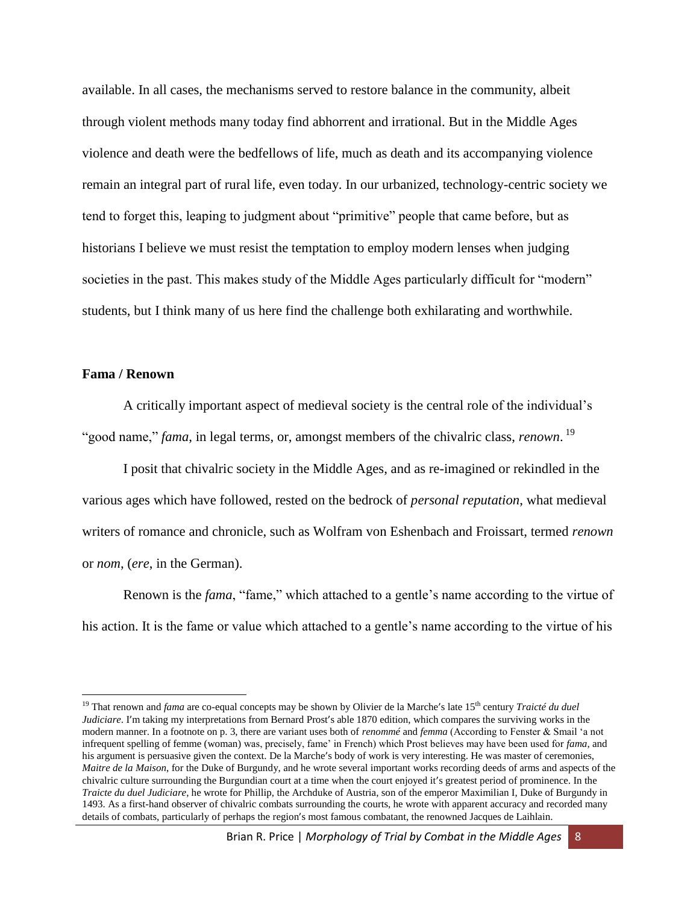available. In all cases, the mechanisms served to restore balance in the community, albeit through violent methods many today find abhorrent and irrational. But in the Middle Ages violence and death were the bedfellows of life, much as death and its accompanying violence remain an integral part of rural life, even today. In our urbanized, technology-centric society we tend to forget this, leaping to judgment about "primitive" people that came before, but as historians I believe we must resist the temptation to employ modern lenses when judging societies in the past. This makes study of the Middle Ages particularly difficult for "modern" students, but I think many of us here find the challenge both exhilarating and worthwhile.

**Fama / Renown**

A critically important aspect of medieval society is the central role of the individual's "good name," *fama*, in legal terms, or, amongst members of the chivalric class, *renown*. [19]

I posit that chivalric society in the Middle Ages, and as re-imagined or rekindled in the various ages which have followed, rested on the bedrock of *personal reputation*, what medieval writers of romance and chronicle, such as Wolfram von Eshenbach and Froissart, termed *renown* or *nom*, (*ere*, in the German).

Renown is the *fama*, "fame," which attached to a gentle's name according to the virtue of his action. It is the fame or value which attached to a gentle's name according to the virtue of his

---

[19] That renown and *fama* are co-equal concepts may be shown by Olivier de la Marche's late 15th century *Traicté du duel Judiciare*. I'm taking my interpretations from Bernard Prost's able 1870 edition, which compares the surviving works in the modern manner. In a footnote on p. 3, there are variant uses both of *renommé* and *femma* (According to Fenster & Smail 'a not infrequent spelling of femme (woman) was, precisely, fame' in French) which Prost believes may have been used for *fama*, and his argument is persuasive given the context. De la Marche's body of work is very interesting. He was master of ceremonies, *Maitre de la Maison*, for the Duke of Burgundy, and he wrote several important works recording deeds of arms and aspects of the chivalric culture surrounding the Burgundian court at a time when the court enjoyed it's greatest period of prominence. In the *Traicte du duel Judiciare*, he wrote for Phillip, the Archduke of Austria, son of the emperor Maximilian I, Duke of Burgundy in 1493. As a first-hand observer of chivalric combats surrounding the courts, he wrote with apparent accuracy and recorded many details of combats, particularly of perhaps the region's most famous combatant, the renowned Jacques de Laihlain.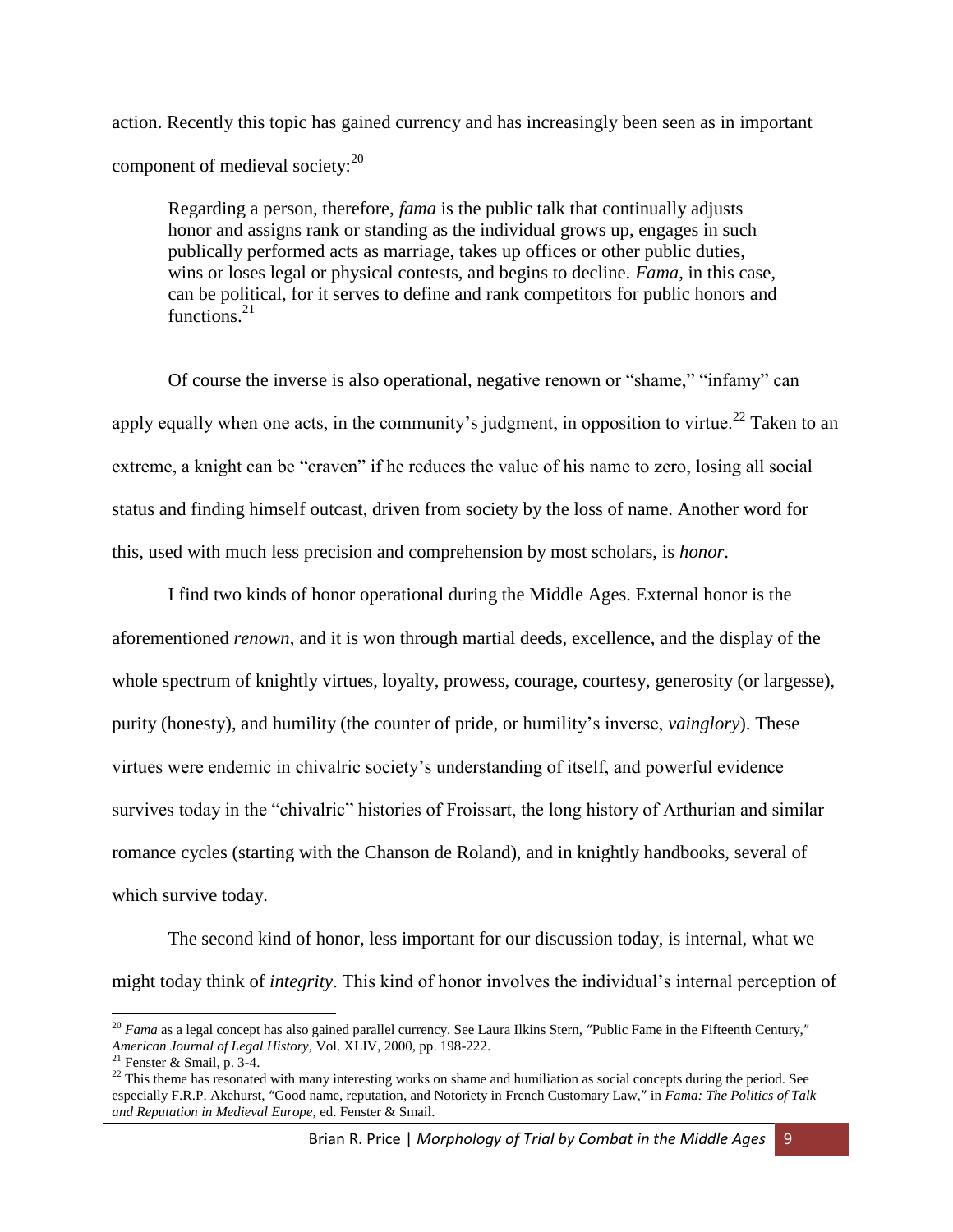action. Recently this topic has gained currency and has increasingly been seen as in important component of medieval society:[20]

> Regarding a person, therefore, *fama* is the public talk that continually adjusts honor and assigns rank or standing as the individual grows up, engages in such publically performed acts as marriage, takes up offices or other public duties, wins or loses legal or physical contests, and begins to decline. *Fama*, in this case, can be political, for it serves to define and rank competitors for public honors and functions.[21]

Of course the inverse is also operational, negative renown or "shame," "infamy" can apply equally when one acts, in the community's judgment, in opposition to virtue.[22] Taken to an extreme, a knight can be "craven" if he reduces the value of his name to zero, losing all social status and finding himself outcast, driven from society by the loss of name. Another word for this, used with much less precision and comprehension by most scholars, is *honor*.

I find two kinds of honor operational during the Middle Ages. External honor is the aforementioned *renown*, and it is won through martial deeds, excellence, and the display of the whole spectrum of knightly virtues, loyalty, prowess, courage, courtesy, generosity (or largesse), purity (honesty), and humility (the counter of pride, or humility's inverse, *vainglory*). These virtues were endemic in chivalric society's understanding of itself, and powerful evidence survives today in the "chivalric" histories of Froissart, the long history of Arthurian and similar romance cycles (starting with the Chanson de Roland), and in knightly handbooks, several of which survive today.

The second kind of honor, less important for our discussion today, is internal, what we might today think of *integrity*. This kind of honor involves the individual's internal perception of

---

[20] *Fama* as a legal concept has also gained parallel currency. See Laura Ilkins Stern, "Public Fame in the Fifteenth Century," *American Journal of Legal History*, Vol. XLIV, 2000, pp. 198-222.

[21] Fenster & Smail, p. 3-4.

[22] This theme has resonated with many interesting works on shame and humiliation as social concepts during the period. See especially F.R.P. Akehurst, "Good name, reputation, and Notoriety in French Customary Law," in *Fama: The Politics of Talk and Reputation in Medieval Europe*, ed. Fenster & Smail.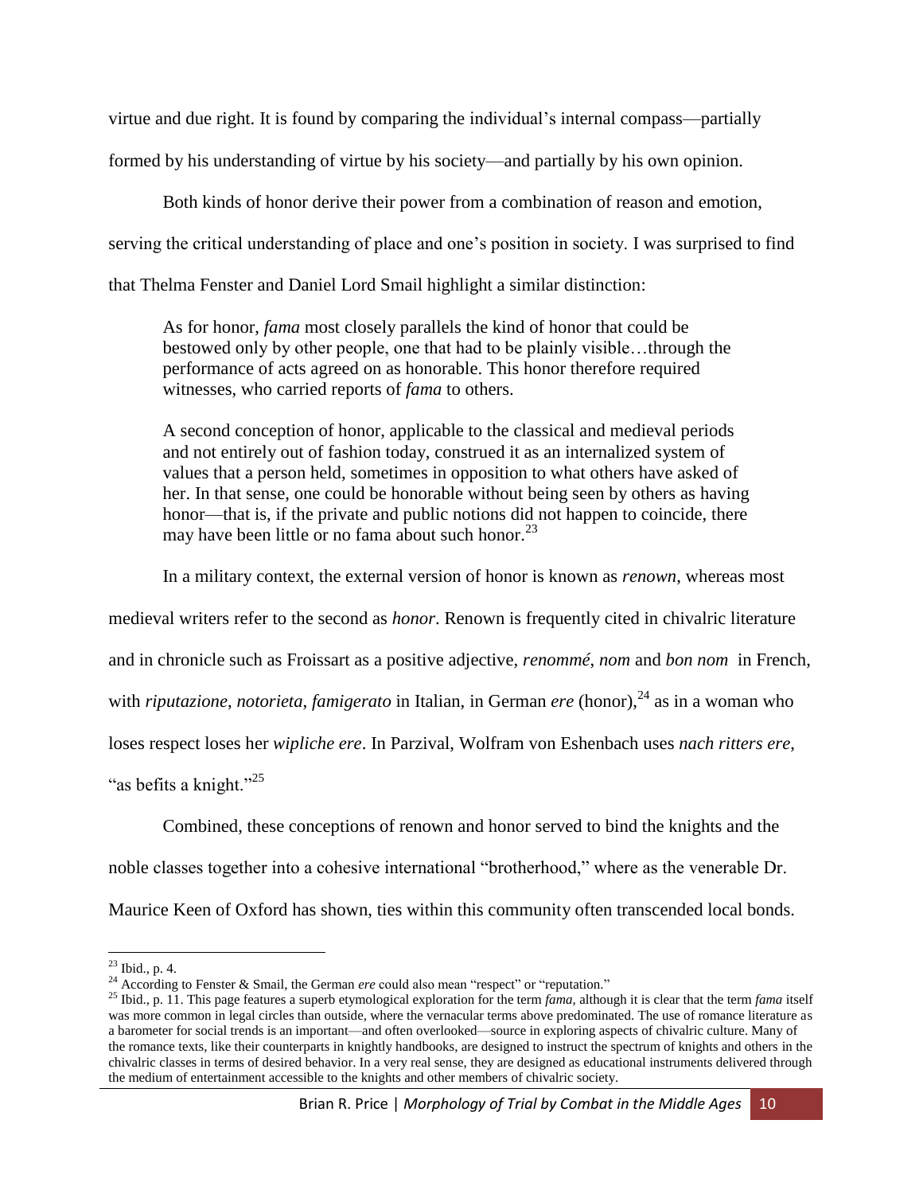virtue and due right. It is found by comparing the individual's internal compass—partially formed by his understanding of virtue by his society—and partially by his own opinion.

Both kinds of honor derive their power from a combination of reason and emotion, serving the critical understanding of place and one's position in society. I was surprised to find that Thelma Fenster and Daniel Lord Smail highlight a similar distinction:

> As for honor, *fama* most closely parallels the kind of honor that could be bestowed only by other people, one that had to be plainly visible…through the performance of acts agreed on as honorable. This honor therefore required witnesses, who carried reports of *fama* to others.
>
> A second conception of honor, applicable to the classical and medieval periods and not entirely out of fashion today, construed it as an internalized system of values that a person held, sometimes in opposition to what others have asked of her. In that sense, one could be honorable without being seen by others as having honor—that is, if the private and public notions did not happen to coincide, there may have been little or no fama about such honor.[23]

In a military context, the external version of honor is known as *renown*, whereas most medieval writers refer to the second as *honor*. Renown is frequently cited in chivalric literature and in chronicle such as Froissart as a positive adjective, *renommé*, *nom* and *bon nom* in French, with *riputazione*, *notorieta*, *famigerato* in Italian, in German *ere* (honor),[24] as in a woman who loses respect loses her *wipliche ere*. In Parzival, Wolfram von Eshenbach uses *nach ritters ere*, "as befits a knight."[25]

Combined, these conceptions of renown and honor served to bind the knights and the noble classes together into a cohesive international "brotherhood," where as the venerable Dr. Maurice Keen of Oxford has shown, ties within this community often transcended local bonds.

---

[23] Ibid., p. 4.

[24] According to Fenster & Smail, the German *ere* could also mean "respect" or "reputation."

[25] Ibid., p. 11. This page features a superb etymological exploration for the term *fama*, although it is clear that the term *fama* itself was more common in legal circles than outside, where the vernacular terms above predominated. The use of romance literature as a barometer for social trends is an important—and often overlooked—source in exploring aspects of chivalric culture. Many of the romance texts, like their counterparts in knightly handbooks, are designed to instruct the spectrum of knights and others in the chivalric classes in terms of desired behavior. In a very real sense, they are designed as educational instruments delivered through the medium of entertainment accessible to the knights and other members of chivalric society.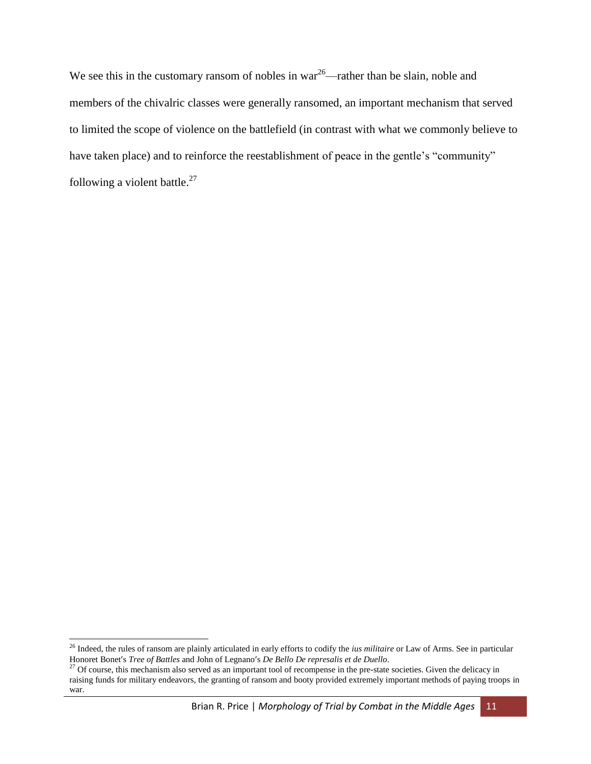We see this in the customary ransom of nobles in war[26]—rather than be slain, noble and members of the chivalric classes were generally ransomed, an important mechanism that served to limited the scope of violence on the battlefield (in contrast with what we commonly believe to have taken place) and to reinforce the reestablishment of peace in the gentle's "community" following a violent battle.[27]

---

[26] Indeed, the rules of ransom are plainly articulated in early efforts to codify the *ius militaire* or Law of Arms. See in particular Honoret Bonet's *Tree of Battles* and John of Legnano's *De Bello De represalis et de Duello*.

[27] Of course, this mechanism also served as an important tool of recompense in the pre-state societies. Given the delicacy in raising funds for military endeavors, the granting of ransom and booty provided extremely important methods of paying troops in war.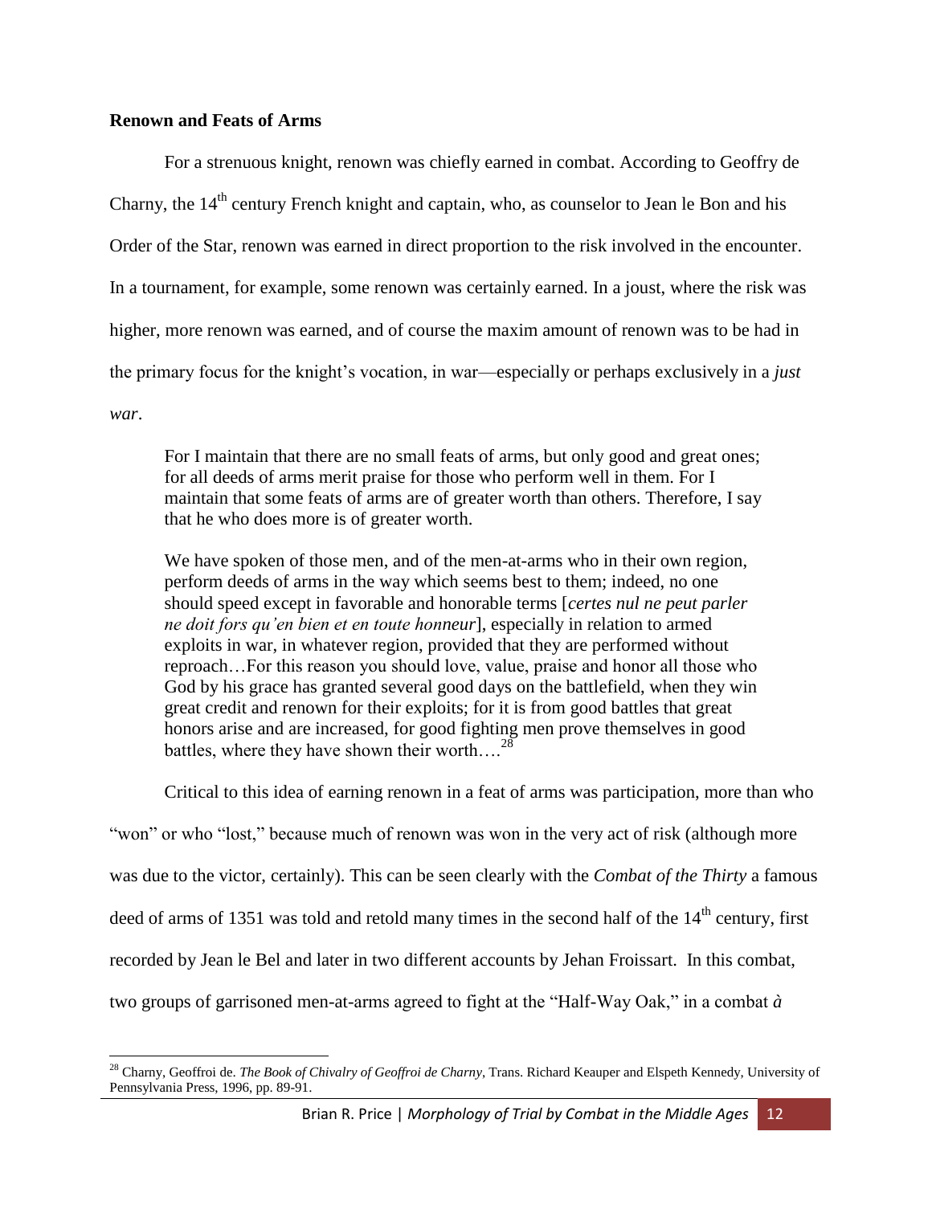## Renown and Feats of Arms

For a strenuous knight, renown was chiefly earned in combat. According to Geoffry de Charny, the 14th century French knight and captain, who, as counselor to Jean le Bon and his Order of the Star, renown was earned in direct proportion to the risk involved in the encounter. In a tournament, for example, some renown was certainly earned. In a joust, where the risk was higher, more renown was earned, and of course the maxim amount of renown was to be had in the primary focus for the knight's vocation, in war—especially or perhaps exclusively in a *just war*.

> For I maintain that there are no small feats of arms, but only good and great ones; for all deeds of arms merit praise for those who perform well in them. For I maintain that some feats of arms are of greater worth than others. Therefore, I say that he who does more is of greater worth.
>
> We have spoken of those men, and of the men-at-arms who in their own region, perform deeds of arms in the way which seems best to them; indeed, no one should speed except in favorable and honorable terms [*certes nul ne peut parler ne doit fors qu'en bien et en toute honneur*], especially in relation to armed exploits in war, in whatever region, provided that they are performed without reproach…For this reason you should love, value, praise and honor all those who God by his grace has granted several good days on the battlefield, when they win great credit and renown for their exploits; for it is from good battles that great honors arise and are increased, for good fighting men prove themselves in good battles, where they have shown their worth….[28]

Critical to this idea of earning renown in a feat of arms was participation, more than who "won" or who "lost," because much of renown was won in the very act of risk (although more was due to the victor, certainly). This can be seen clearly with the *Combat of the Thirty* a famous deed of arms of 1351 was told and retold many times in the second half of the 14th century, first recorded by Jean le Bel and later in two different accounts by Jehan Froissart. In this combat, two groups of garrisoned men-at-arms agreed to fight at the "Half-Way Oak," in a combat *à*

---

[28] Charny, Geoffroi de. *The Book of Chivalry of Geoffroi de Charny*, Trans. Richard Keauper and Elspeth Kennedy, University of Pennsylvania Press, 1996, pp. 89-91.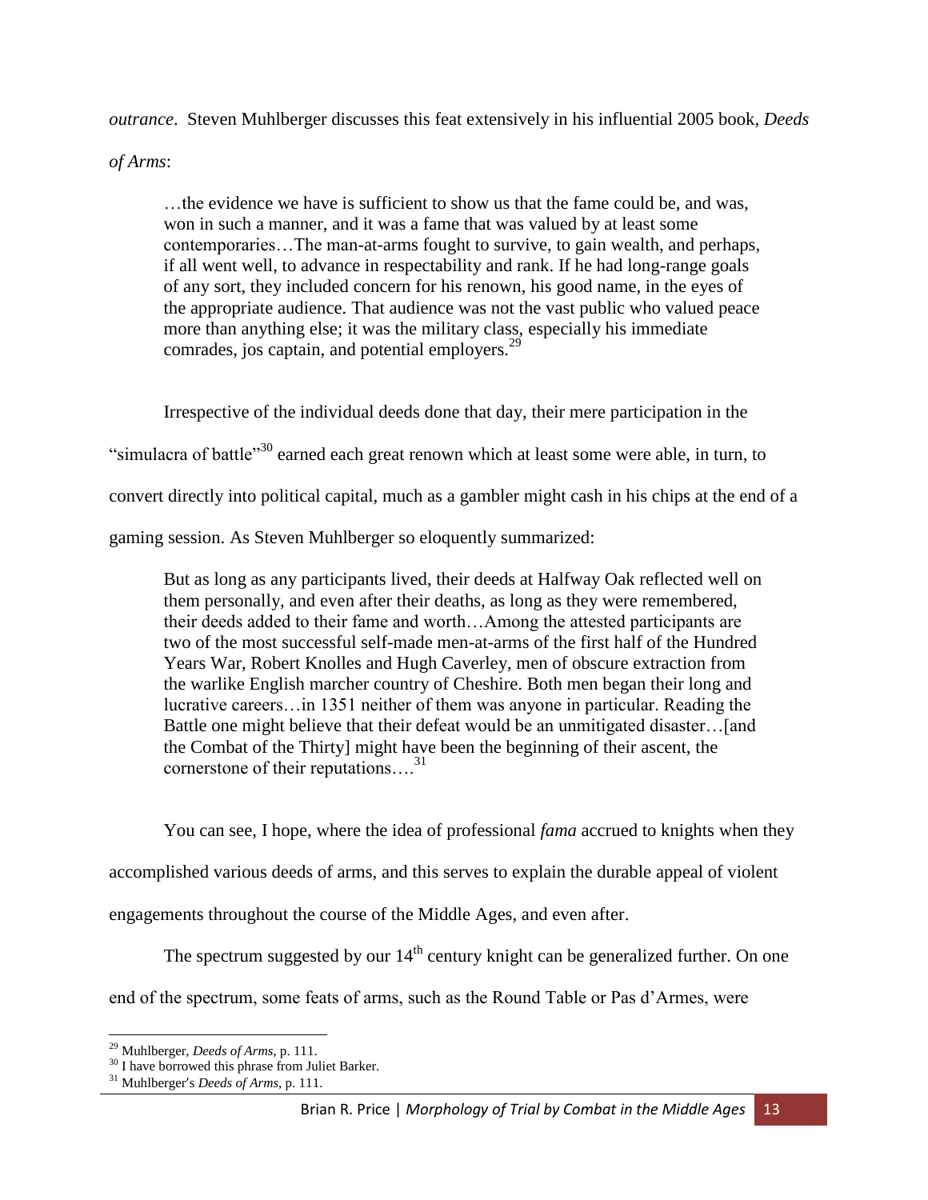*outrance*. Steven Muhlberger discusses this feat extensively in his influential 2005 book, *Deeds of Arms*:

> …the evidence we have is sufficient to show us that the fame could be, and was, won in such a manner, and it was a fame that was valued by at least some contemporaries…The man-at-arms fought to survive, to gain wealth, and perhaps, if all went well, to advance in respectability and rank. If he had long-range goals of any sort, they included concern for his renown, his good name, in the eyes of the appropriate audience. That audience was not the vast public who valued peace more than anything else; it was the military class, especially his immediate comrades, jos captain, and potential employers.[29]

Irrespective of the individual deeds done that day, their mere participation in the "simulacra of battle"[30] earned each great renown which at least some were able, in turn, to convert directly into political capital, much as a gambler might cash in his chips at the end of a gaming session. As Steven Muhlberger so eloquently summarized:

> But as long as any participants lived, their deeds at Halfway Oak reflected well on them personally, and even after their deaths, as long as they were remembered, their deeds added to their fame and worth…Among the attested participants are two of the most successful self-made men-at-arms of the first half of the Hundred Years War, Robert Knolles and Hugh Caverley, men of obscure extraction from the warlike English marcher country of Cheshire. Both men began their long and lucrative careers…in 1351 neither of them was anyone in particular. Reading the Battle one might believe that their defeat would be an unmitigated disaster…[and the Combat of the Thirty] might have been the beginning of their ascent, the cornerstone of their reputations….[31]

You can see, I hope, where the idea of professional *fama* accrued to knights when they accomplished various deeds of arms, and this serves to explain the durable appeal of violent engagements throughout the course of the Middle Ages, and even after.

The spectrum suggested by our 14th century knight can be generalized further. On one end of the spectrum, some feats of arms, such as the Round Table or Pas d'Armes, were

---

[29] Muhlberger, *Deeds of Arms*, p. 111.

[30] I have borrowed this phrase from Juliet Barker.

[31] Muhlberger's *Deeds of Arms*, p. 111.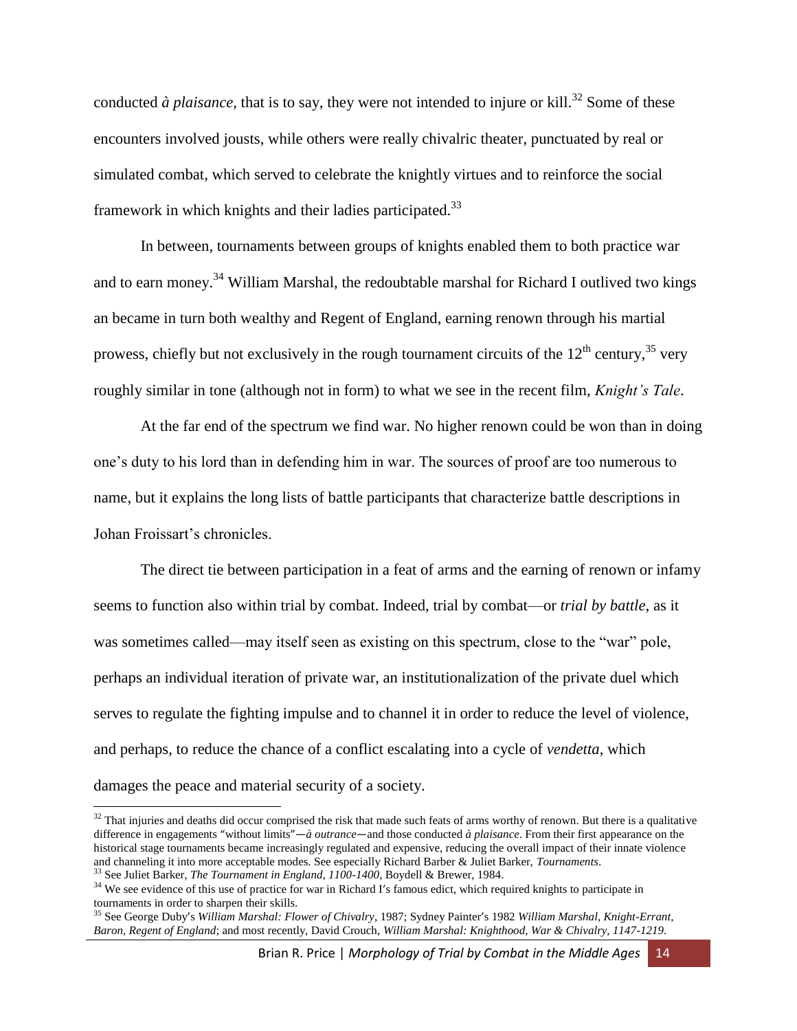conducted *à plaisance*, that is to say, they were not intended to injure or kill.[32] Some of these encounters involved jousts, while others were really chivalric theater, punctuated by real or simulated combat, which served to celebrate the knightly virtues and to reinforce the social framework in which knights and their ladies participated.[33]

In between, tournaments between groups of knights enabled them to both practice war and to earn money.[34] William Marshal, the redoubtable marshal for Richard I outlived two kings an became in turn both wealthy and Regent of England, earning renown through his martial prowess, chiefly but not exclusively in the rough tournament circuits of the 12th century,[35] very roughly similar in tone (although not in form) to what we see in the recent film, *Knight's Tale*.

At the far end of the spectrum we find war. No higher renown could be won than in doing one's duty to his lord than in defending him in war. The sources of proof are too numerous to name, but it explains the long lists of battle participants that characterize battle descriptions in Johan Froissart's chronicles.

The direct tie between participation in a feat of arms and the earning of renown or infamy seems to function also within trial by combat. Indeed, trial by combat—or *trial by battle*, as it was sometimes called—may itself seen as existing on this spectrum, close to the "war" pole, perhaps an individual iteration of private war, an institutionalization of the private duel which serves to regulate the fighting impulse and to channel it in order to reduce the level of violence, and perhaps, to reduce the chance of a conflict escalating into a cycle of *vendetta*, which damages the peace and material security of a society.

---

[32] That injuries and deaths did occur comprised the risk that made such feats of arms worthy of renown. But there is a qualitative difference in engagements "without limits"—*à outrance*—and those conducted *à plaisance*. From their first appearance on the historical stage tournaments became increasingly regulated and expensive, reducing the overall impact of their innate violence and channeling it into more acceptable modes. See especially Richard Barber & Juliet Barker, *Tournaments*.

[33] See Juliet Barker, *The Tournament in England, 1100-1400*, Boydell & Brewer, 1984.

[34] We see evidence of this use of practice for war in Richard I's famous edict, which required knights to participate in tournaments in order to sharpen their skills.

[35] See George Duby's *William Marshal: Flower of Chivalry*, 1987; Sydney Painter's 1982 *William Marshal, Knight-Errant, Baron, Regent of England*; and most recently, David Crouch, *William Marshal: Knighthood, War & Chivalry, 1147-1219*.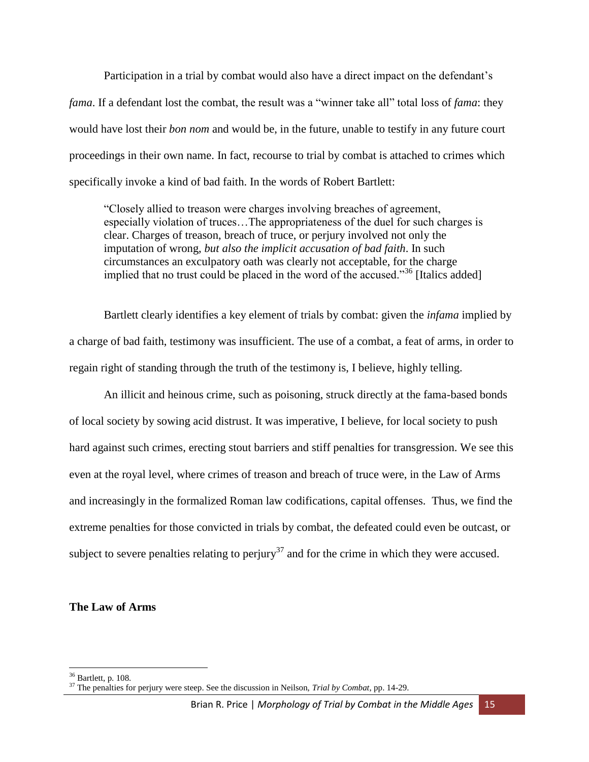Participation in a trial by combat would also have a direct impact on the defendant's *fama*. If a defendant lost the combat, the result was a "winner take all" total loss of *fama*: they would have lost their *bon nom* and would be, in the future, unable to testify in any future court proceedings in their own name. In fact, recourse to trial by combat is attached to crimes which specifically invoke a kind of bad faith. In the words of Robert Bartlett:

> "Closely allied to treason were charges involving breaches of agreement, especially violation of truces…The appropriateness of the duel for such charges is clear. Charges of treason, breach of truce, or perjury involved not only the imputation of wrong, *but also the implicit accusation of bad faith*. In such circumstances an exculpatory oath was clearly not acceptable, for the charge implied that no trust could be placed in the word of the accused."[36] [Italics added]

Bartlett clearly identifies a key element of trials by combat: given the *infama* implied by a charge of bad faith, testimony was insufficient. The use of a combat, a feat of arms, in order to regain right of standing through the truth of the testimony is, I believe, highly telling.

An illicit and heinous crime, such as poisoning, struck directly at the fama-based bonds of local society by sowing acid distrust. It was imperative, I believe, for local society to push hard against such crimes, erecting stout barriers and stiff penalties for transgression. We see this even at the royal level, where crimes of treason and breach of truce were, in the Law of Arms and increasingly in the formalized Roman law codifications, capital offenses. Thus, we find the extreme penalties for those convicted in trials by combat, the defeated could even be outcast, or subject to severe penalties relating to perjury[37] and for the crime in which they were accused.

## The Law of Arms

---

[36] Bartlett, p. 108.

[37] The penalties for perjury were steep. See the discussion in Neilson, *Trial by Combat*, pp. 14-29.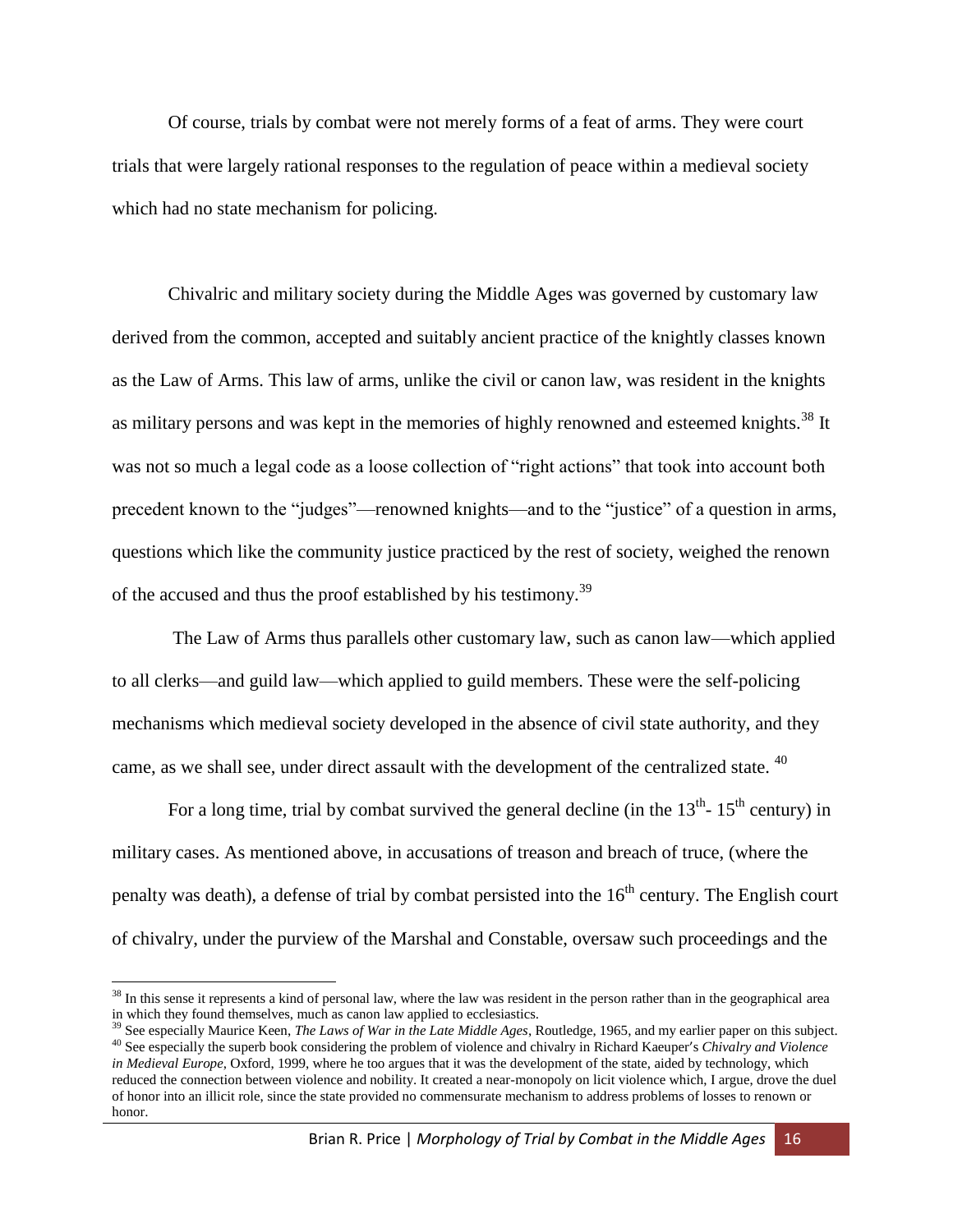Of course, trials by combat were not merely forms of a feat of arms. They were court trials that were largely rational responses to the regulation of peace within a medieval society which had no state mechanism for policing.

Chivalric and military society during the Middle Ages was governed by customary law derived from the common, accepted and suitably ancient practice of the knightly classes known as the Law of Arms. This law of arms, unlike the civil or canon law, was resident in the knights as military persons and was kept in the memories of highly renowned and esteemed knights.[38] It was not so much a legal code as a loose collection of "right actions" that took into account both precedent known to the "judges"—renowned knights—and to the "justice" of a question in arms, questions which like the community justice practiced by the rest of society, weighed the renown of the accused and thus the proof established by his testimony.[39]

The Law of Arms thus parallels other customary law, such as canon law—which applied to all clerks—and guild law—which applied to guild members. These were the self-policing mechanisms which medieval society developed in the absence of civil state authority, and they came, as we shall see, under direct assault with the development of the centralized state.[40]

For a long time, trial by combat survived the general decline (in the 13th- 15th century) in military cases. As mentioned above, in accusations of treason and breach of truce, (where the penalty was death), a defense of trial by combat persisted into the 16th century. The English court of chivalry, under the purview of the Marshal and Constable, oversaw such proceedings and the

---

[38] In this sense it represents a kind of personal law, where the law was resident in the person rather than in the geographical area in which they found themselves, much as canon law applied to ecclesiastics.

[39] See especially Maurice Keen, *The Laws of War in the Late Middle Ages*, Routledge, 1965, and my earlier paper on this subject.

[40] See especially the superb book considering the problem of violence and chivalry in Richard Kaeuper's *Chivalry and Violence in Medieval Europe*, Oxford, 1999, where he too argues that it was the development of the state, aided by technology, which reduced the connection between violence and nobility. It created a near-monopoly on licit violence which, I argue, drove the duel of honor into an illicit role, since the state provided no commensurate mechanism to address problems of losses to renown or honor.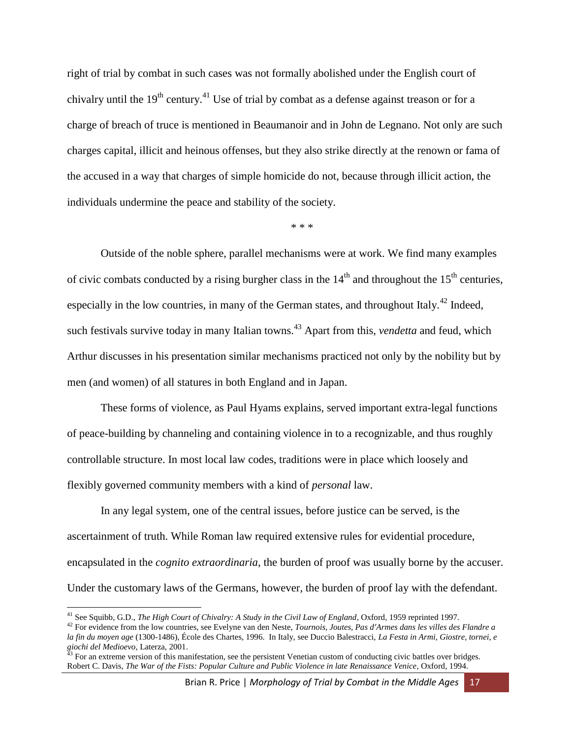right of trial by combat in such cases was not formally abolished under the English court of chivalry until the 19th century.[41] Use of trial by combat as a defense against treason or for a charge of breach of truce is mentioned in Beaumanoir and in John de Legnano. Not only are such charges capital, illicit and heinous offenses, but they also strike directly at the renown or fama of the accused in a way that charges of simple homicide do not, because through illicit action, the individuals undermine the peace and stability of the society.

\* \* \*

Outside of the noble sphere, parallel mechanisms were at work. We find many examples of civic combats conducted by a rising burgher class in the 14th and throughout the 15th centuries, especially in the low countries, in many of the German states, and throughout Italy.[42] Indeed, such festivals survive today in many Italian towns.[43] Apart from this, *vendetta* and feud, which Arthur discusses in his presentation similar mechanisms practiced not only by the nobility but by men (and women) of all statures in both England and in Japan.

These forms of violence, as Paul Hyams explains, served important extra-legal functions of peace-building by channeling and containing violence in to a recognizable, and thus roughly controllable structure. In most local law codes, traditions were in place which loosely and flexibly governed community members with a kind of *personal* law.

In any legal system, one of the central issues, before justice can be served, is the ascertainment of truth. While Roman law required extensive rules for evidential procedure, encapsulated in the *cognito extraordinaria*, the burden of proof was usually borne by the accuser. Under the customary laws of the Germans, however, the burden of proof lay with the defendant.

---

[41] See Squibb, G.D., *The High Court of Chivalry: A Study in the Civil Law of England*, Oxford, 1959 reprinted 1997.

[42] For evidence from the low countries, see Evelyne van den Neste, *Tournois, Joutes, Pas d'Armes dans les villes des Flandre a la fin du moyen age* (1300-1486), École des Chartes, 1996. In Italy, see Duccio Balestracci, *La Festa in Armi, Giostre, tornei, e giochi del Medioevo*, Laterza, 2001.

[43] For an extreme version of this manifestation, see the persistent Venetian custom of conducting civic battles over bridges. Robert C. Davis, *The War of the Fists: Popular Culture and Public Violence in late Renaissance Venice*, Oxford, 1994.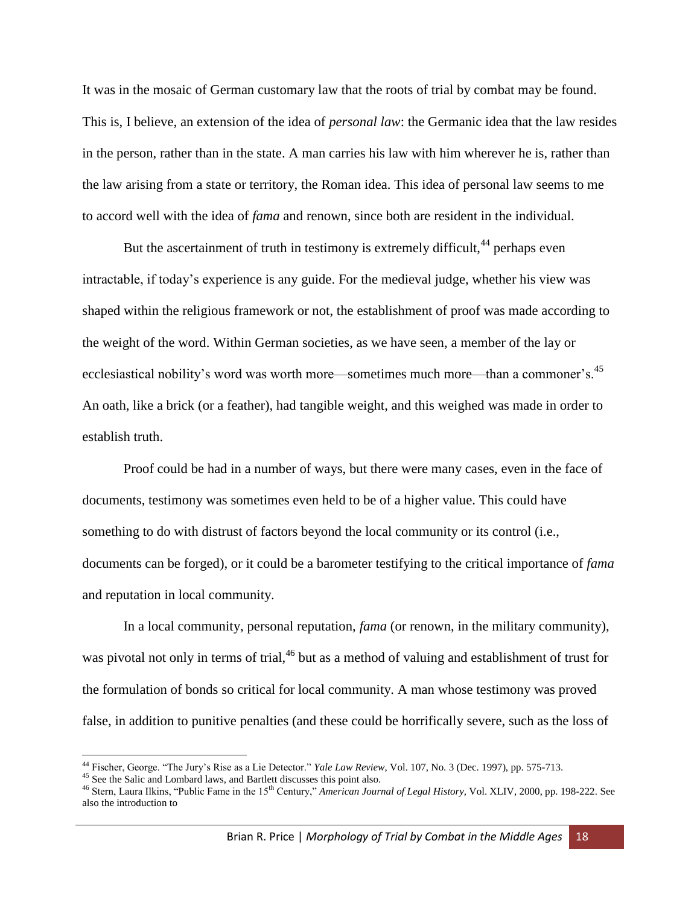It was in the mosaic of German customary law that the roots of trial by combat may be found. This is, I believe, an extension of the idea of *personal law*: the Germanic idea that the law resides in the person, rather than in the state. A man carries his law with him wherever he is, rather than the law arising from a state or territory, the Roman idea. This idea of personal law seems to me to accord well with the idea of *fama* and renown, since both are resident in the individual.

But the ascertainment of truth in testimony is extremely difficult,[44] perhaps even intractable, if today's experience is any guide. For the medieval judge, whether his view was shaped within the religious framework or not, the establishment of proof was made according to the weight of the word. Within German societies, as we have seen, a member of the lay or ecclesiastical nobility's word was worth more—sometimes much more—than a commoner's.[45] An oath, like a brick (or a feather), had tangible weight, and this weighed was made in order to establish truth.

Proof could be had in a number of ways, but there were many cases, even in the face of documents, testimony was sometimes even held to be of a higher value. This could have something to do with distrust of factors beyond the local community or its control (i.e., documents can be forged), or it could be a barometer testifying to the critical importance of *fama* and reputation in local community.

In a local community, personal reputation, *fama* (or renown, in the military community), was pivotal not only in terms of trial,[46] but as a method of valuing and establishment of trust for the formulation of bonds so critical for local community. A man whose testimony was proved false, in addition to punitive penalties (and these could be horrifically severe, such as the loss of

---

[44] Fischer, George. "The Jury's Rise as a Lie Detector." *Yale Law Review*, Vol. 107, No. 3 (Dec. 1997), pp. 575-713.

[45] See the Salic and Lombard laws, and Bartlett discusses this point also.

[46] Stern, Laura Ilkins, "Public Fame in the 15th Century," *American Journal of Legal History*, Vol. XLIV, 2000, pp. 198-222. See also the introduction to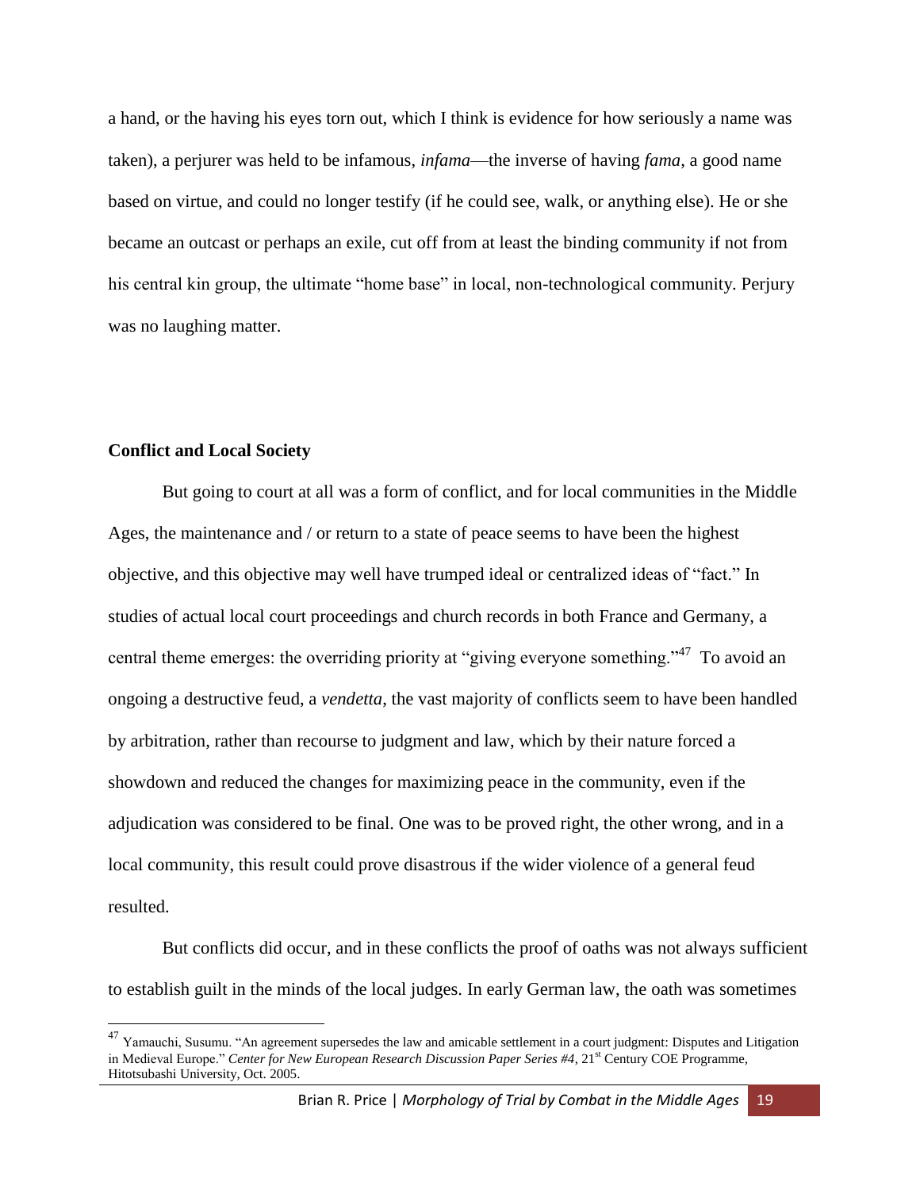a hand, or the having his eyes torn out, which I think is evidence for how seriously a name was taken), a perjurer was held to be infamous, *infama*—the inverse of having *fama*, a good name based on virtue, and could no longer testify (if he could see, walk, or anything else). He or she became an outcast or perhaps an exile, cut off from at least the binding community if not from his central kin group, the ultimate "home base" in local, non-technological community. Perjury was no laughing matter.

### Conflict and Local Society

But going to court at all was a form of conflict, and for local communities in the Middle Ages, the maintenance and / or return to a state of peace seems to have been the highest objective, and this objective may well have trumped ideal or centralized ideas of "fact." In studies of actual local court proceedings and church records in both France and Germany, a central theme emerges: the overriding priority at "giving everyone something."[47] To avoid an ongoing a destructive feud, a *vendetta*, the vast majority of conflicts seem to have been handled by arbitration, rather than recourse to judgment and law, which by their nature forced a showdown and reduced the changes for maximizing peace in the community, even if the adjudication was considered to be final. One was to be proved right, the other wrong, and in a local community, this result could prove disastrous if the wider violence of a general feud resulted.

But conflicts did occur, and in these conflicts the proof of oaths was not always sufficient to establish guilt in the minds of the local judges. In early German law, the oath was sometimes

---

[47] Yamauchi, Susumu. "An agreement supersedes the law and amicable settlement in a court judgment: Disputes and Litigation in Medieval Europe." *Center for New European Research Discussion Paper Series #4*, 21st Century COE Programme, Hitotsubashi University, Oct. 2005.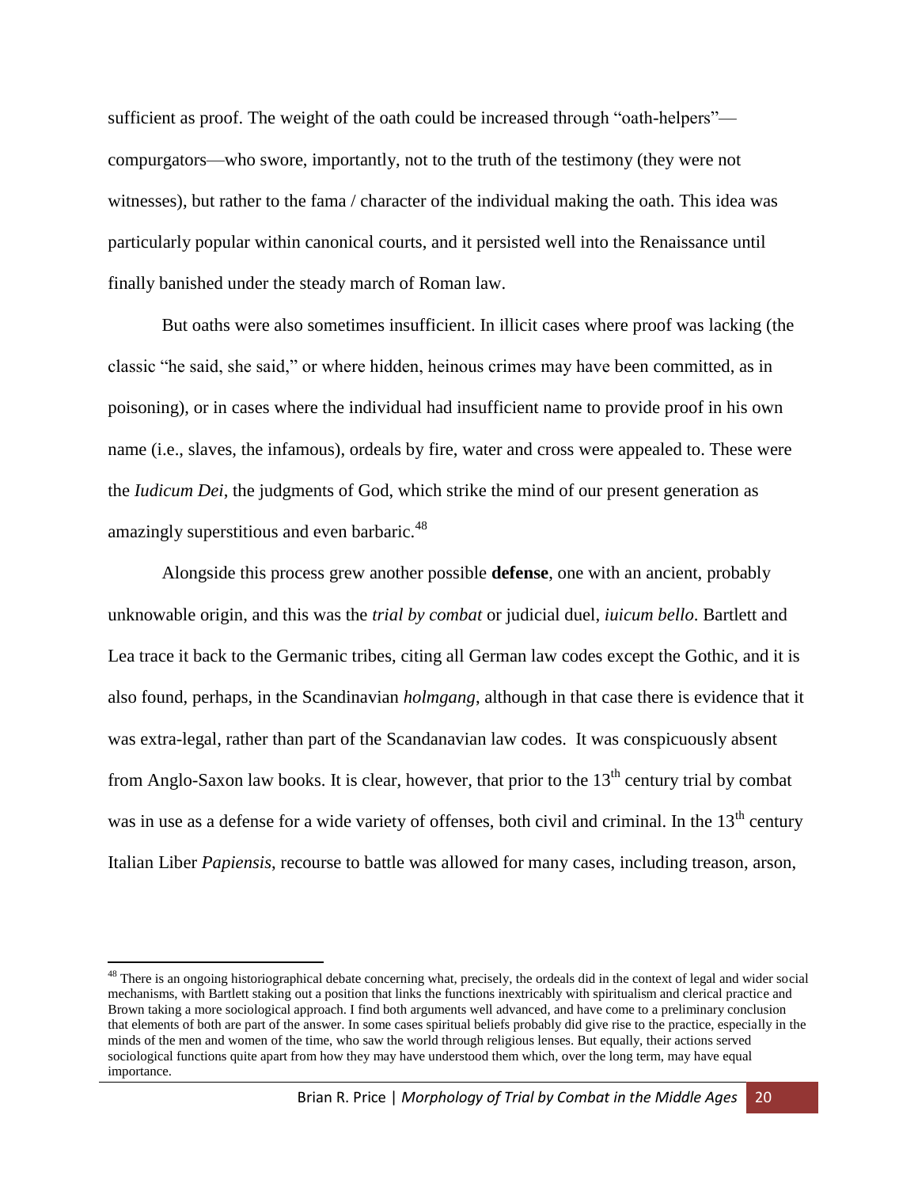sufficient as proof. The weight of the oath could be increased through "oath-helpers"—compurgators—who swore, importantly, not to the truth of the testimony (they were not witnesses), but rather to the fama / character of the individual making the oath. This idea was particularly popular within canonical courts, and it persisted well into the Renaissance until finally banished under the steady march of Roman law.

But oaths were also sometimes insufficient. In illicit cases where proof was lacking (the classic "he said, she said," or where hidden, heinous crimes may have been committed, as in poisoning), or in cases where the individual had insufficient name to provide proof in his own name (i.e., slaves, the infamous), ordeals by fire, water and cross were appealed to. These were the *Iudicum Dei*, the judgments of God, which strike the mind of our present generation as amazingly superstitious and even barbaric.[48]

Alongside this process grew another possible **defense**, one with an ancient, probably unknowable origin, and this was the *trial by combat* or judicial duel, *iuicum bello*. Bartlett and Lea trace it back to the Germanic tribes, citing all German law codes except the Gothic, and it is also found, perhaps, in the Scandinavian *holmgang*, although in that case there is evidence that it was extra-legal, rather than part of the Scandanavian law codes. It was conspicuously absent from Anglo-Saxon law books. It is clear, however, that prior to the 13th century trial by combat was in use as a defense for a wide variety of offenses, both civil and criminal. In the 13th century Italian Liber *Papiensis*, recourse to battle was allowed for many cases, including treason, arson,

---

[48] There is an ongoing historiographical debate concerning what, precisely, the ordeals did in the context of legal and wider social mechanisms, with Bartlett staking out a position that links the functions inextricably with spiritualism and clerical practice and Brown taking a more sociological approach. I find both arguments well advanced, and have come to a preliminary conclusion that elements of both are part of the answer. In some cases spiritual beliefs probably did give rise to the practice, especially in the minds of the men and women of the time, who saw the world through religious lenses. But equally, their actions served sociological functions quite apart from how they may have understood them which, over the long term, may have equal importance.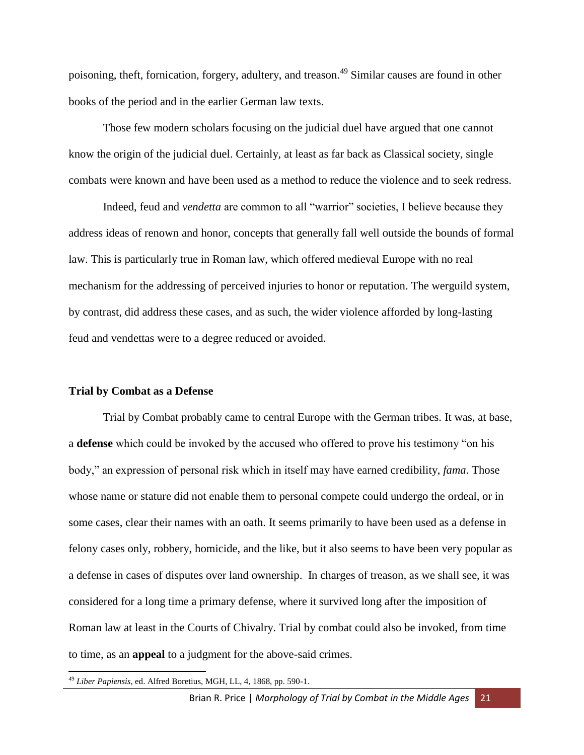poisoning, theft, fornication, forgery, adultery, and treason.[49] Similar causes are found in other books of the period and in the earlier German law texts.

Those few modern scholars focusing on the judicial duel have argued that one cannot know the origin of the judicial duel. Certainly, at least as far back as Classical society, single combats were known and have been used as a method to reduce the violence and to seek redress.

Indeed, feud and *vendetta* are common to all "warrior" societies, I believe because they address ideas of renown and honor, concepts that generally fall well outside the bounds of formal law. This is particularly true in Roman law, which offered medieval Europe with no real mechanism for the addressing of perceived injuries to honor or reputation. The werguild system, by contrast, did address these cases, and as such, the wider violence afforded by long-lasting feud and vendettas were to a degree reduced or avoided.

### Trial by Combat as a Defense

Trial by Combat probably came to central Europe with the German tribes. It was, at base, a **defense** which could be invoked by the accused who offered to prove his testimony "on his body," an expression of personal risk which in itself may have earned credibility, *fama*. Those whose name or stature did not enable them to personal compete could undergo the ordeal, or in some cases, clear their names with an oath. It seems primarily to have been used as a defense in felony cases only, robbery, homicide, and the like, but it also seems to have been very popular as a defense in cases of disputes over land ownership. In charges of treason, as we shall see, it was considered for a long time a primary defense, where it survived long after the imposition of Roman law at least in the Courts of Chivalry. Trial by combat could also be invoked, from time to time, as an **appeal** to a judgment for the above-said crimes.

---

[49] *Liber Papiensis*, ed. Alfred Boretius, MGH, LL, 4, 1868, pp. 590-1.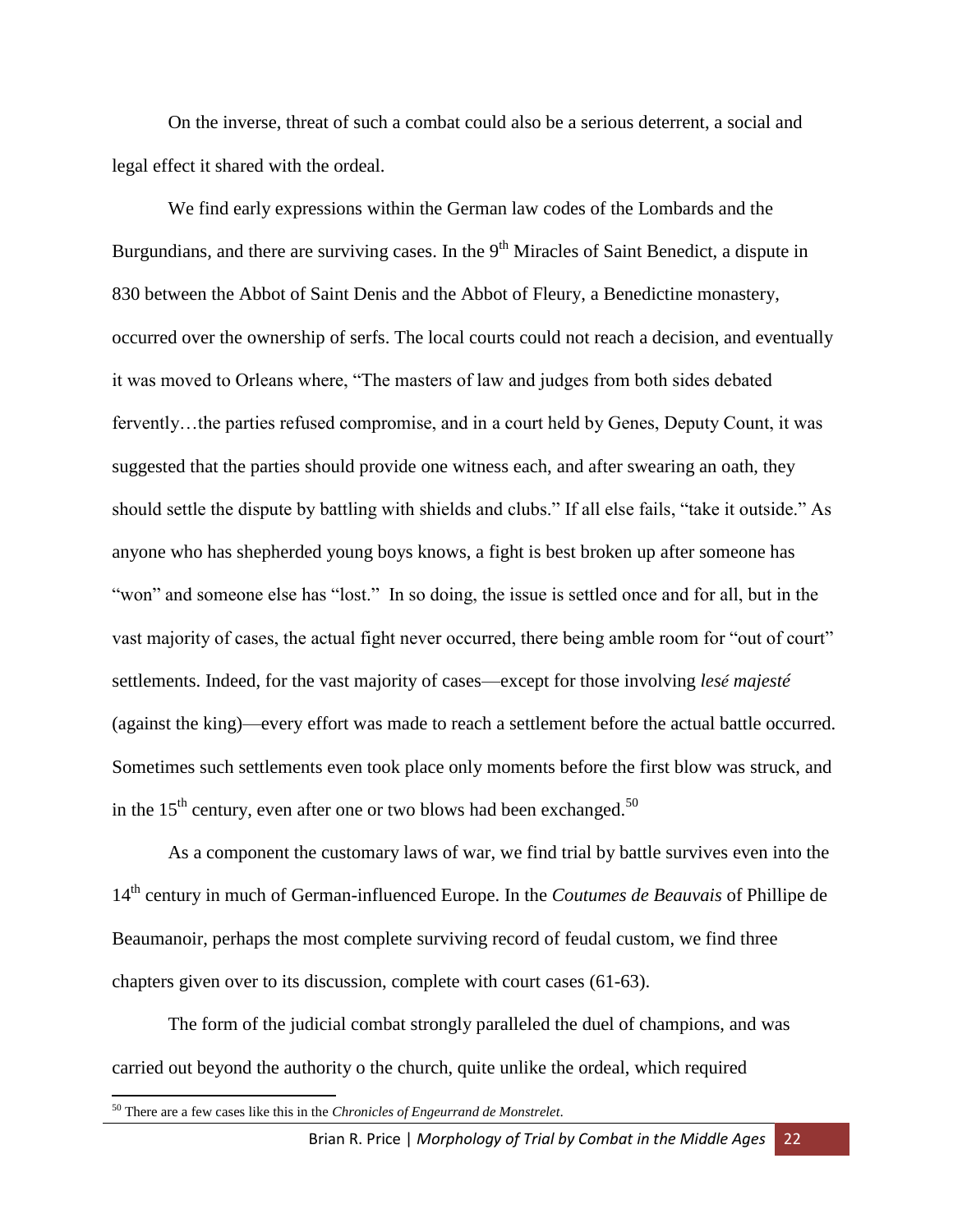On the inverse, threat of such a combat could also be a serious deterrent, a social and legal effect it shared with the ordeal.

We find early expressions within the German law codes of the Lombards and the Burgundians, and there are surviving cases. In the 9th Miracles of Saint Benedict, a dispute in 830 between the Abbot of Saint Denis and the Abbot of Fleury, a Benedictine monastery, occurred over the ownership of serfs. The local courts could not reach a decision, and eventually it was moved to Orleans where, "The masters of law and judges from both sides debated fervently…the parties refused compromise, and in a court held by Genes, Deputy Count, it was suggested that the parties should provide one witness each, and after swearing an oath, they should settle the dispute by battling with shields and clubs." If all else fails, "take it outside." As anyone who has shepherded young boys knows, a fight is best broken up after someone has "won" and someone else has "lost." In so doing, the issue is settled once and for all, but in the vast majority of cases, the actual fight never occurred, there being amble room for "out of court" settlements. Indeed, for the vast majority of cases—except for those involving *lesé majesté* (against the king)—every effort was made to reach a settlement before the actual battle occurred. Sometimes such settlements even took place only moments before the first blow was struck, and in the 15th century, even after one or two blows had been exchanged.[50]

As a component the customary laws of war, we find trial by battle survives even into the 14th century in much of German-influenced Europe. In the *Coutumes de Beauvais* of Phillipe de Beaumanoir, perhaps the most complete surviving record of feudal custom, we find three chapters given over to its discussion, complete with court cases (61-63).

The form of the judicial combat strongly paralleled the duel of champions, and was carried out beyond the authority o the church, quite unlike the ordeal, which required

[50] There are a few cases like this in the *Chronicles of Engeurrand de Monstrelet*.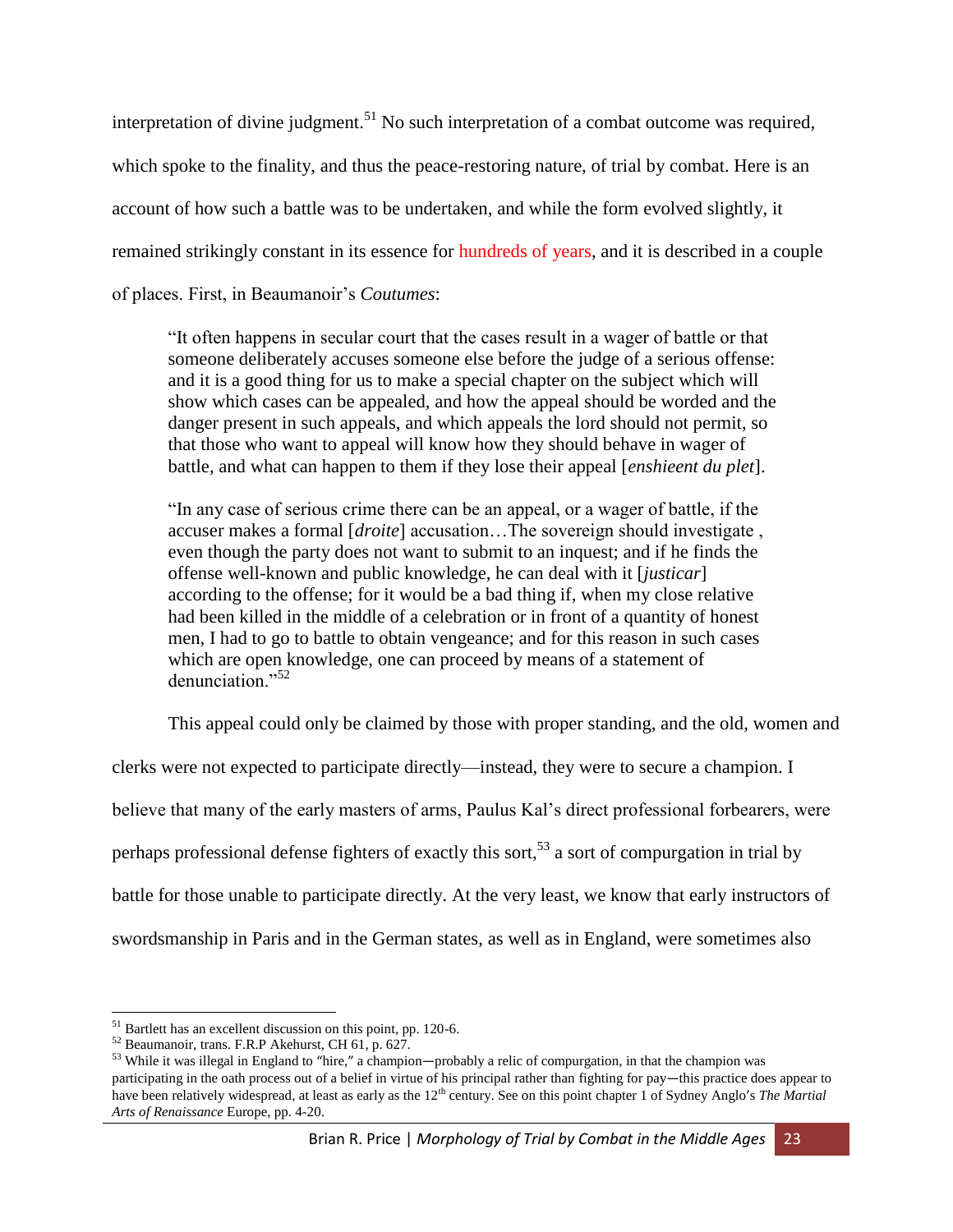interpretation of divine judgment.[51] No such interpretation of a combat outcome was required, which spoke to the finality, and thus the peace-restoring nature, of trial by combat. Here is an account of how such a battle was to be undertaken, and while the form evolved slightly, it remained strikingly constant in its essence for hundreds of years, and it is described in a couple of places. First, in Beaumanoir's *Coutumes*:

> "It often happens in secular court that the cases result in a wager of battle or that someone deliberately accuses someone else before the judge of a serious offense: and it is a good thing for us to make a special chapter on the subject which will show which cases can be appealed, and how the appeal should be worded and the danger present in such appeals, and which appeals the lord should not permit, so that those who want to appeal will know how they should behave in wager of battle, and what can happen to them if they lose their appeal [*enshieent du plet*].
>
> "In any case of serious crime there can be an appeal, or a wager of battle, if the accuser makes a formal [*droite*] accusation…The sovereign should investigate , even though the party does not want to submit to an inquest; and if he finds the offense well-known and public knowledge, he can deal with it [*justicar*] according to the offense; for it would be a bad thing if, when my close relative had been killed in the middle of a celebration or in front of a quantity of honest men, I had to go to battle to obtain vengeance; and for this reason in such cases which are open knowledge, one can proceed by means of a statement of denunciation."[52]

This appeal could only be claimed by those with proper standing, and the old, women and clerks were not expected to participate directly—instead, they were to secure a champion. I believe that many of the early masters of arms, Paulus Kal's direct professional forbearers, were perhaps professional defense fighters of exactly this sort,[53] a sort of compurgation in trial by battle for those unable to participate directly. At the very least, we know that early instructors of swordsmanship in Paris and in the German states, as well as in England, were sometimes also

---

[51] Bartlett has an excellent discussion on this point, pp. 120-6.

[52] Beaumanoir, trans. F.R.P Akehurst, CH 61, p. 627.

[53] While it was illegal in England to "hire," a champion—probably a relic of compurgation, in that the champion was participating in the oath process out of a belief in virtue of his principal rather than fighting for pay—this practice does appear to have been relatively widespread, at least as early as the 12th century. See on this point chapter 1 of Sydney Anglo's *The Martial Arts of Renaissance* Europe, pp. 4-20.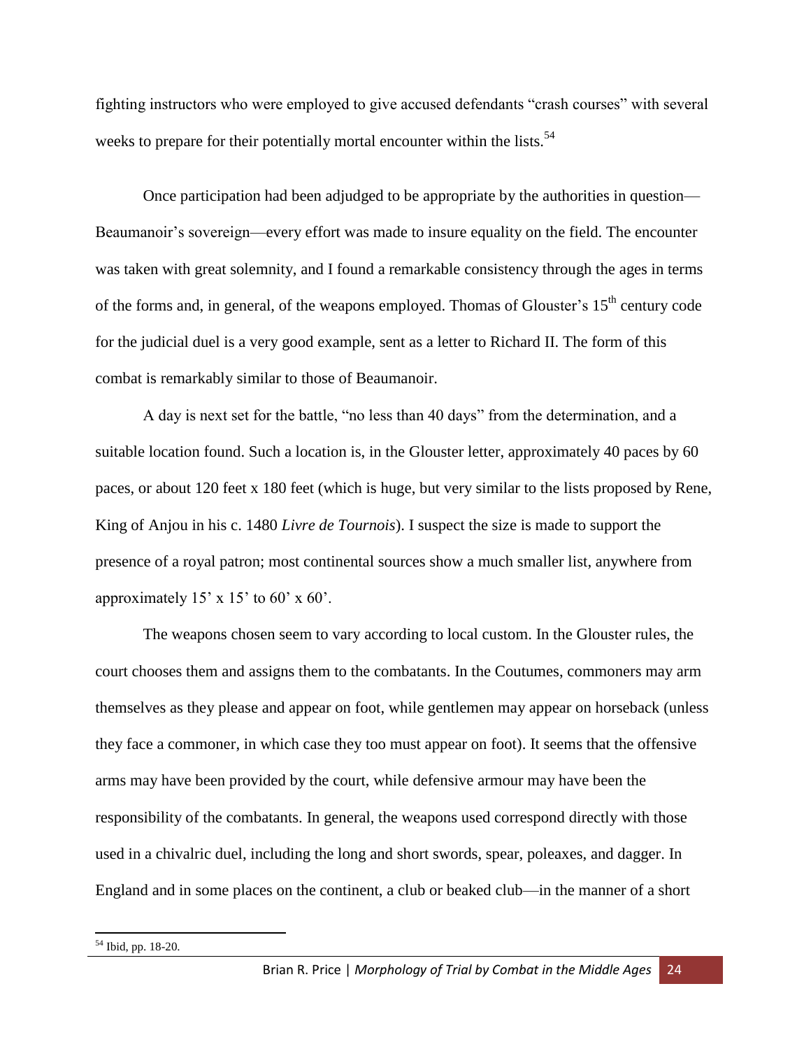fighting instructors who were employed to give accused defendants "crash courses" with several weeks to prepare for their potentially mortal encounter within the lists.[54]

Once participation had been adjudged to be appropriate by the authorities in question—Beaumanoir's sovereign—every effort was made to insure equality on the field. The encounter was taken with great solemnity, and I found a remarkable consistency through the ages in terms of the forms and, in general, of the weapons employed. Thomas of Glouster's 15th century code for the judicial duel is a very good example, sent as a letter to Richard II. The form of this combat is remarkably similar to those of Beaumanoir.

A day is next set for the battle, "no less than 40 days" from the determination, and a suitable location found. Such a location is, in the Glouster letter, approximately 40 paces by 60 paces, or about 120 feet x 180 feet (which is huge, but very similar to the lists proposed by Rene, King of Anjou in his c. 1480 *Livre de Tournois*). I suspect the size is made to support the presence of a royal patron; most continental sources show a much smaller list, anywhere from approximately 15' x 15' to 60' x 60'.

The weapons chosen seem to vary according to local custom. In the Glouster rules, the court chooses them and assigns them to the combatants. In the Coutumes, commoners may arm themselves as they please and appear on foot, while gentlemen may appear on horseback (unless they face a commoner, in which case they too must appear on foot). It seems that the offensive arms may have been provided by the court, while defensive armour may have been the responsibility of the combatants. In general, the weapons used correspond directly with those used in a chivalric duel, including the long and short swords, spear, poleaxes, and dagger. In England and in some places on the continent, a club or beaked club—in the manner of a short

---

[54] Ibid, pp. 18-20.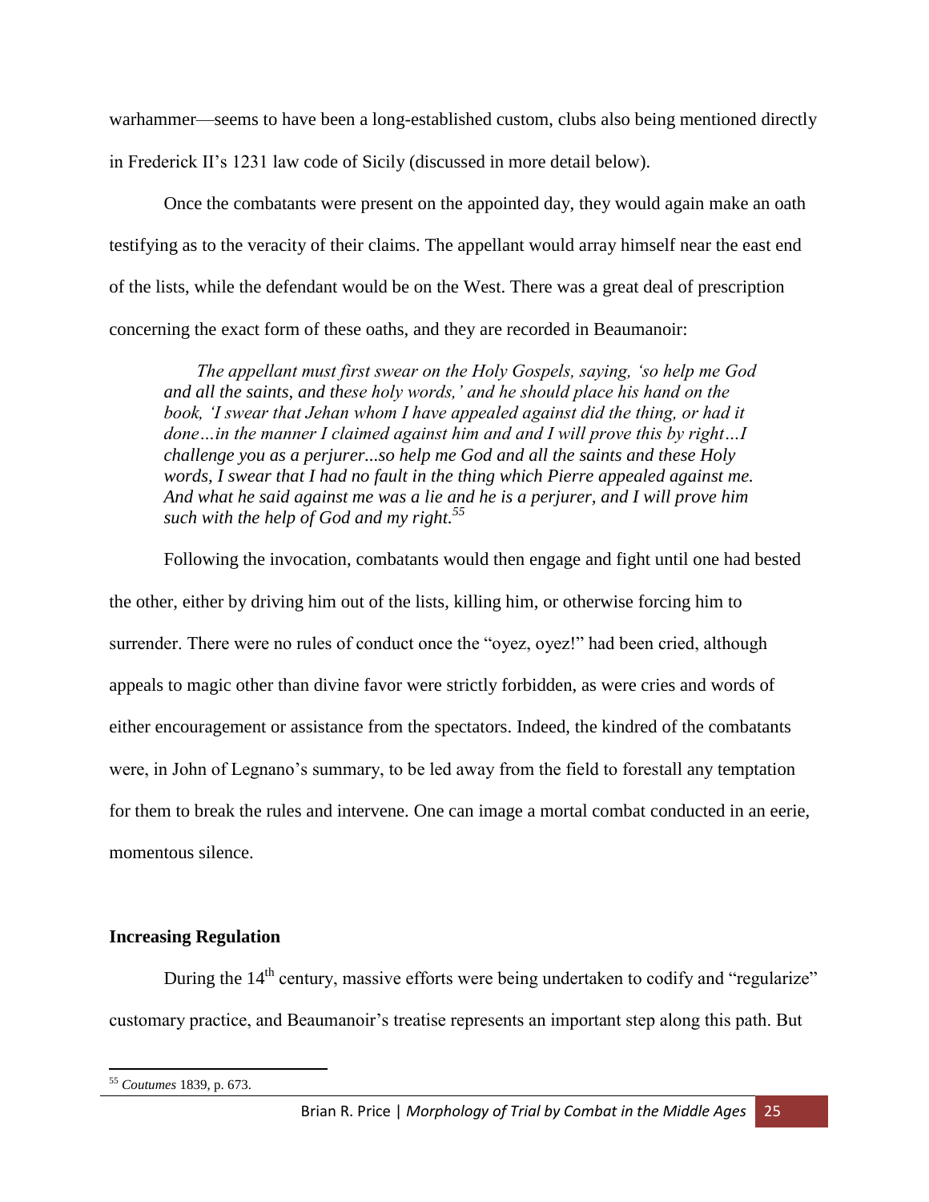warhammer—seems to have been a long-established custom, clubs also being mentioned directly in Frederick II's 1231 law code of Sicily (discussed in more detail below).

Once the combatants were present on the appointed day, they would again make an oath testifying as to the veracity of their claims. The appellant would array himself near the east end of the lists, while the defendant would be on the West. There was a great deal of prescription concerning the exact form of these oaths, and they are recorded in Beaumanoir:

> *The appellant must first swear on the Holy Gospels, saying, 'so help me God and all the saints, and these holy words,' and he should place his hand on the book, 'I swear that Jehan whom I have appealed against did the thing, or had it done…in the manner I claimed against him and and I will prove this by right…I challenge you as a perjurer...so help me God and all the saints and these Holy words, I swear that I had no fault in the thing which Pierre appealed against me. And what he said against me was a lie and he is a perjurer, and I will prove him such with the help of God and my right.*[55]

Following the invocation, combatants would then engage and fight until one had bested the other, either by driving him out of the lists, killing him, or otherwise forcing him to surrender. There were no rules of conduct once the "oyez, oyez!" had been cried, although appeals to magic other than divine favor were strictly forbidden, as were cries and words of either encouragement or assistance from the spectators. Indeed, the kindred of the combatants were, in John of Legnano's summary, to be led away from the field to forestall any temptation for them to break the rules and intervene. One can image a mortal combat conducted in an eerie, momentous silence.

### Increasing Regulation

During the 14th century, massive efforts were being undertaken to codify and "regularize" customary practice, and Beaumanoir's treatise represents an important step along this path. But

[55] *Coutumes* 1839, p. 673.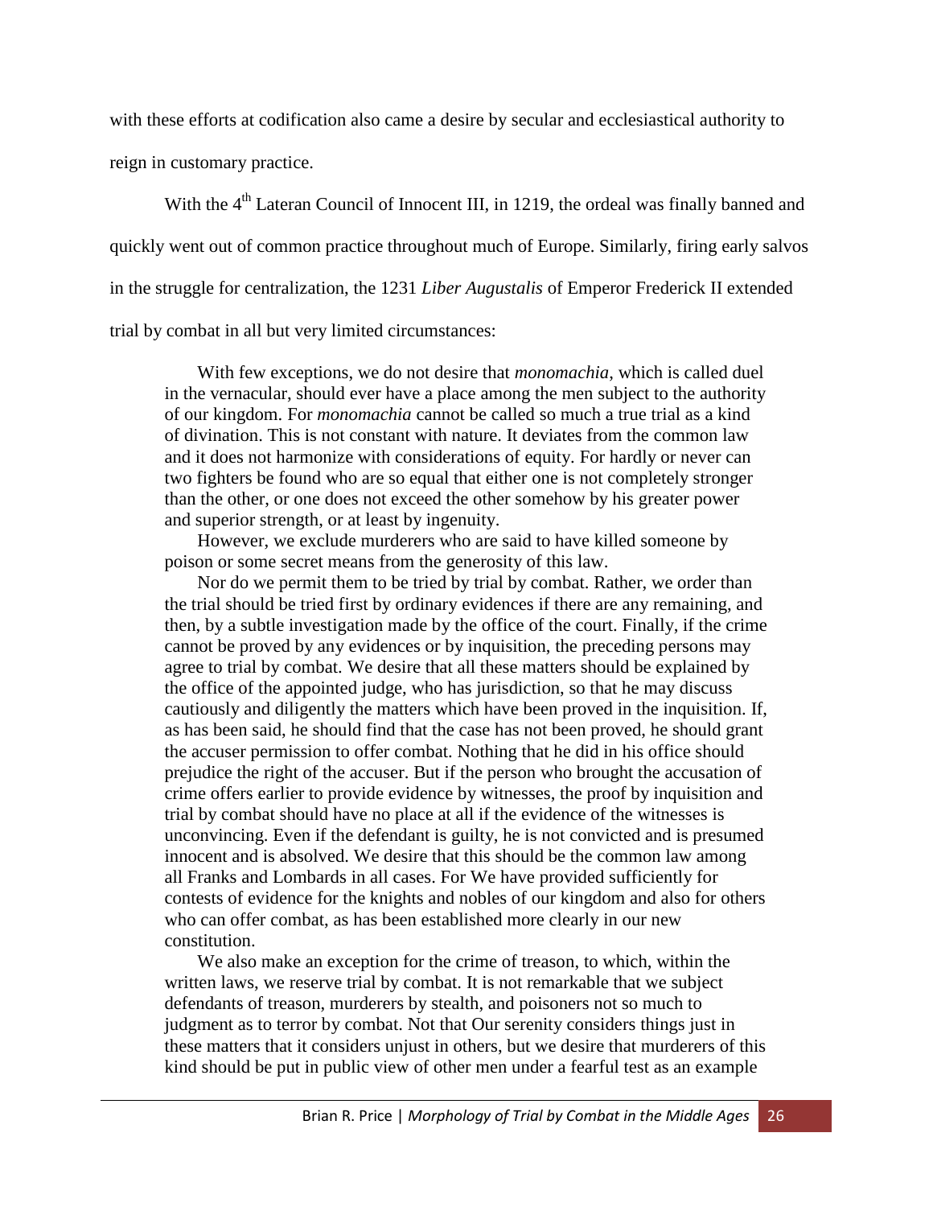with these efforts at codification also came a desire by secular and ecclesiastical authority to reign in customary practice.

With the 4th Lateran Council of Innocent III, in 1219, the ordeal was finally banned and quickly went out of common practice throughout much of Europe. Similarly, firing early salvos in the struggle for centralization, the 1231 *Liber Augustalis* of Emperor Frederick II extended trial by combat in all but very limited circumstances:

> With few exceptions, we do not desire that *monomachia*, which is called duel in the vernacular, should ever have a place among the men subject to the authority of our kingdom. For *monomachia* cannot be called so much a true trial as a kind of divination. This is not constant with nature. It deviates from the common law and it does not harmonize with considerations of equity. For hardly or never can two fighters be found who are so equal that either one is not completely stronger than the other, or one does not exceed the other somehow by his greater power and superior strength, or at least by ingenuity.
>
> However, we exclude murderers who are said to have killed someone by poison or some secret means from the generosity of this law.
>
> Nor do we permit them to be tried by trial by combat. Rather, we order than the trial should be tried first by ordinary evidences if there are any remaining, and then, by a subtle investigation made by the office of the court. Finally, if the crime cannot be proved by any evidences or by inquisition, the preceding persons may agree to trial by combat. We desire that all these matters should be explained by the office of the appointed judge, who has jurisdiction, so that he may discuss cautiously and diligently the matters which have been proved in the inquisition. If, as has been said, he should find that the case has not been proved, he should grant the accuser permission to offer combat. Nothing that he did in his office should prejudice the right of the accuser. But if the person who brought the accusation of crime offers earlier to provide evidence by witnesses, the proof by inquisition and trial by combat should have no place at all if the evidence of the witnesses is unconvincing. Even if the defendant is guilty, he is not convicted and is presumed innocent and is absolved. We desire that this should be the common law among all Franks and Lombards in all cases. For We have provided sufficiently for contests of evidence for the knights and nobles of our kingdom and also for others who can offer combat, as has been established more clearly in our new constitution.
>
> We also make an exception for the crime of treason, to which, within the written laws, we reserve trial by combat. It is not remarkable that we subject defendants of treason, murderers by stealth, and poisoners not so much to judgment as to terror by combat. Not that Our serenity considers things just in these matters that it considers unjust in others, but we desire that murderers of this kind should be put in public view of other men under a fearful test as an example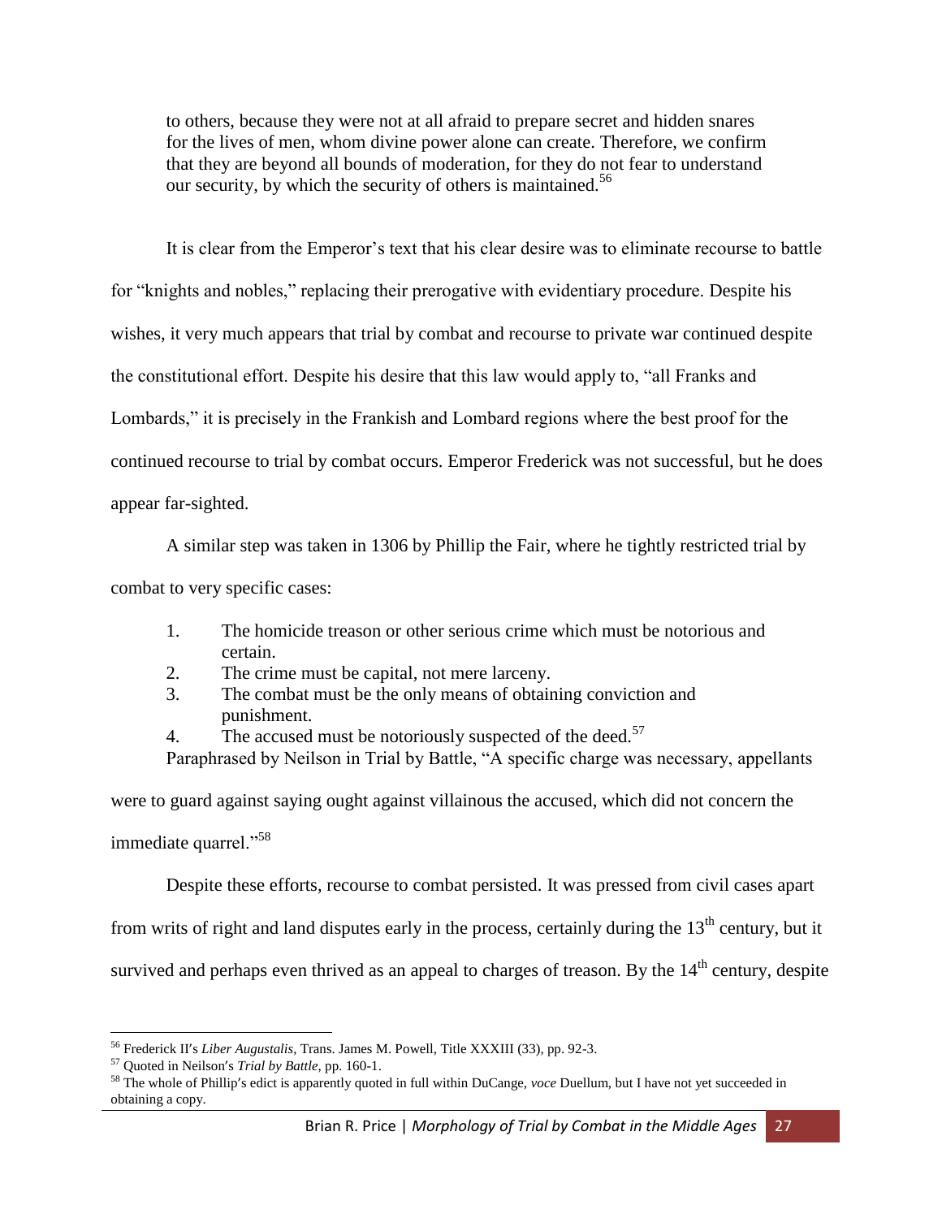> to others, because they were not at all afraid to prepare secret and hidden snares for the lives of men, whom divine power alone can create. Therefore, we confirm that they are beyond all bounds of moderation, for they do not fear to understand our security, by which the security of others is maintained.[56]

It is clear from the Emperor's text that his clear desire was to eliminate recourse to battle for "knights and nobles," replacing their prerogative with evidentiary procedure. Despite his wishes, it very much appears that trial by combat and recourse to private war continued despite the constitutional effort. Despite his desire that this law would apply to, "all Franks and Lombards," it is precisely in the Frankish and Lombard regions where the best proof for the continued recourse to trial by combat occurs. Emperor Frederick was not successful, but he does appear far-sighted.

A similar step was taken in 1306 by Phillip the Fair, where he tightly restricted trial by combat to very specific cases:

> 1. The homicide treason or other serious crime which must be notorious and certain.
> 2. The crime must be capital, not mere larceny.
> 3. The combat must be the only means of obtaining conviction and punishment.
> 4. The accused must be notoriously suspected of the deed.[57]

Paraphrased by Neilson in Trial by Battle, "A specific charge was necessary, appellants were to guard against saying ought against villainous the accused, which did not concern the immediate quarrel."[58]

Despite these efforts, recourse to combat persisted. It was pressed from civil cases apart from writs of right and land disputes early in the process, certainly during the 13th century, but it survived and perhaps even thrived as an appeal to charges of treason. By the 14th century, despite

---

[56] Frederick II's *Liber Augustalis*, Trans. James M. Powell, Title XXXIII (33), pp. 92-3.

[57] Quoted in Neilson's *Trial by Battle*, pp. 160-1.

[58] The whole of Phillip's edict is apparently quoted in full within DuCange, *voce* Duellum, but I have not yet succeeded in obtaining a copy.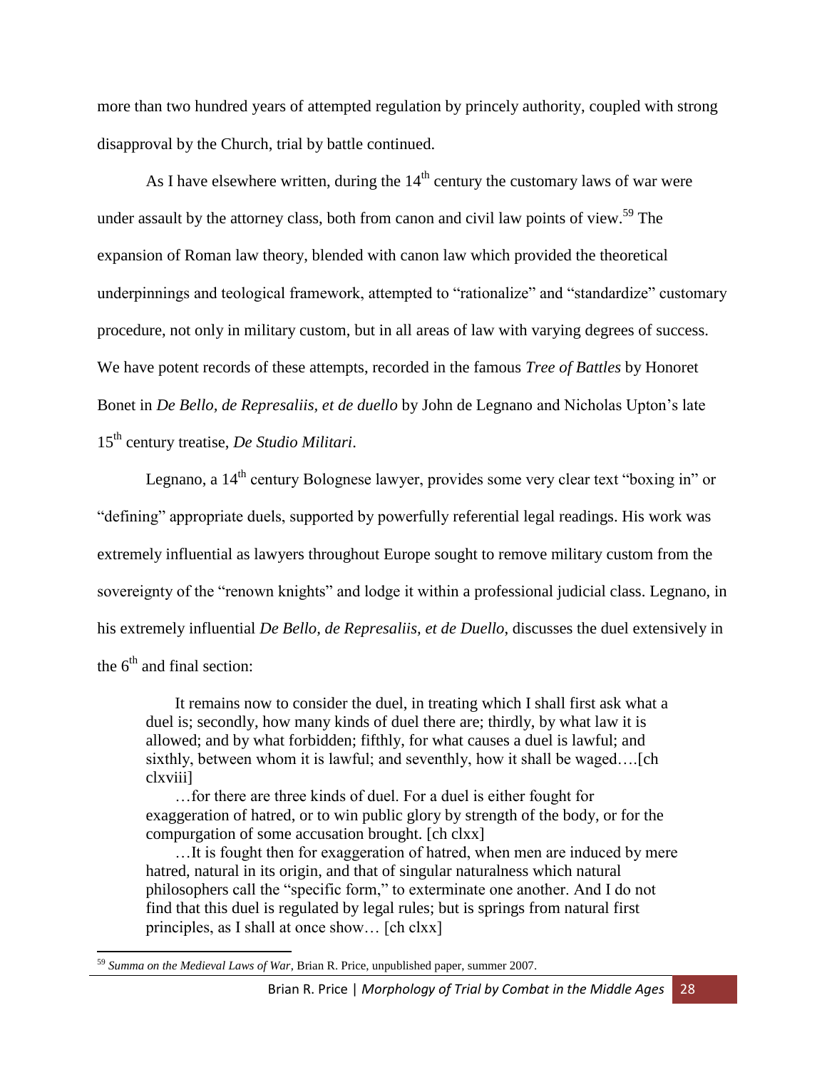more than two hundred years of attempted regulation by princely authority, coupled with strong disapproval by the Church, trial by battle continued.

As I have elsewhere written, during the 14th century the customary laws of war were under assault by the attorney class, both from canon and civil law points of view.[59] The expansion of Roman law theory, blended with canon law which provided the theoretical underpinnings and teological framework, attempted to "rationalize" and "standardize" customary procedure, not only in military custom, but in all areas of law with varying degrees of success. We have potent records of these attempts, recorded in the famous *Tree of Battles* by Honoret Bonet in *De Bello, de Represaliis, et de duello* by John de Legnano and Nicholas Upton's late 15th century treatise, *De Studio Militari*.

Legnano, a 14th century Bolognese lawyer, provides some very clear text "boxing in" or "defining" appropriate duels, supported by powerfully referential legal readings. His work was extremely influential as lawyers throughout Europe sought to remove military custom from the sovereignty of the "renown knights" and lodge it within a professional judicial class. Legnano, in his extremely influential *De Bello, de Represaliis, et de Duello*, discusses the duel extensively in the 6th and final section:

> It remains now to consider the duel, in treating which I shall first ask what a duel is; secondly, how many kinds of duel there are; thirdly, by what law it is allowed; and by what forbidden; fifthly, for what causes a duel is lawful; and sixthly, between whom it is lawful; and seventhly, how it shall be waged….[ch clxviii]
>
> …for there are three kinds of duel. For a duel is either fought for exaggeration of hatred, or to win public glory by strength of the body, or for the compurgation of some accusation brought. [ch clxx]
>
> …It is fought then for exaggeration of hatred, when men are induced by mere hatred, natural in its origin, and that of singular naturalness which natural philosophers call the "specific form," to exterminate one another. And I do not find that this duel is regulated by legal rules; but is springs from natural first principles, as I shall at once show… [ch clxx]

[59] *Summa on the Medieval Laws of War*, Brian R. Price, unpublished paper, summer 2007.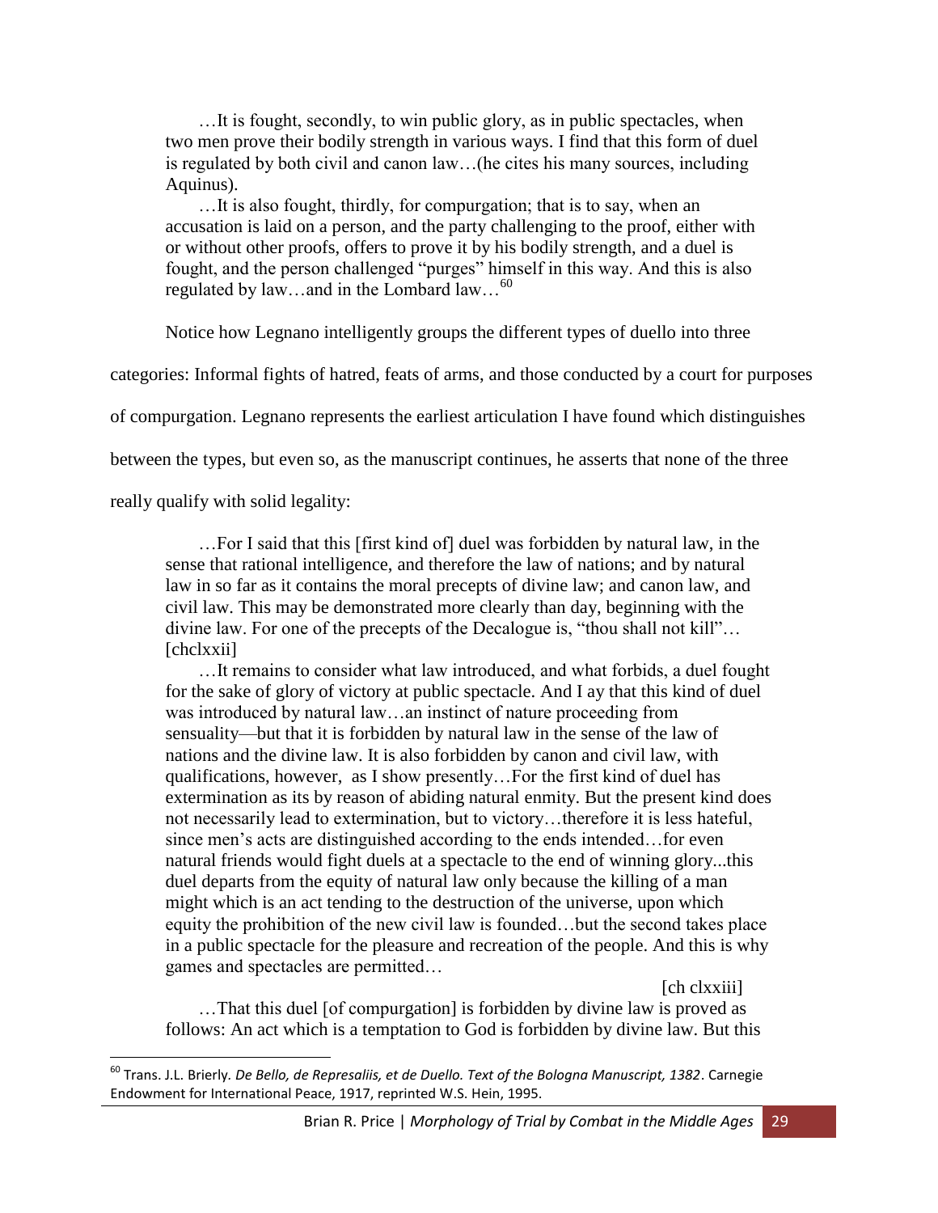> …It is fought, secondly, to win public glory, as in public spectacles, when two men prove their bodily strength in various ways. I find that this form of duel is regulated by both civil and canon law…(he cites his many sources, including Aquinus).
>
> …It is also fought, thirdly, for compurgation; that is to say, when an accusation is laid on a person, and the party challenging to the proof, either with or without other proofs, offers to prove it by his bodily strength, and a duel is fought, and the person challenged "purges" himself in this way. And this is also regulated by law…and in the Lombard law…[60]

Notice how Legnano intelligently groups the different types of duello into three categories: Informal fights of hatred, feats of arms, and those conducted by a court for purposes of compurgation. Legnano represents the earliest articulation I have found which distinguishes between the types, but even so, as the manuscript continues, he asserts that none of the three really qualify with solid legality:

> …For I said that this [first kind of] duel was forbidden by natural law, in the sense that rational intelligence, and therefore the law of nations; and by natural law in so far as it contains the moral precepts of divine law; and canon law, and civil law. This may be demonstrated more clearly than day, beginning with the divine law. For one of the precepts of the Decalogue is, "thou shall not kill"… [chclxxii]
>
> …It remains to consider what law introduced, and what forbids, a duel fought for the sake of glory of victory at public spectacle. And I ay that this kind of duel was introduced by natural law…an instinct of nature proceeding from sensuality—but that it is forbidden by natural law in the sense of the law of nations and the divine law. It is also forbidden by canon and civil law, with qualifications, however, as I show presently…For the first kind of duel has extermination as its by reason of abiding natural enmity. But the present kind does not necessarily lead to extermination, but to victory…therefore it is less hateful, since men's acts are distinguished according to the ends intended…for even natural friends would fight duels at a spectacle to the end of winning glory...this duel departs from the equity of natural law only because the killing of a man might which is an act tending to the destruction of the universe, upon which equity the prohibition of the new civil law is founded…but the second takes place in a public spectacle for the pleasure and recreation of the people. And this is why games and spectacles are permitted…
>
> [ch clxxiii]
>
> …That this duel [of compurgation] is forbidden by divine law is proved as follows: An act which is a temptation to God is forbidden by divine law. But this

[60] Trans. J.L. Brierly. *De Bello, de Represaliis, et de Duello. Text of the Bologna Manuscript, 1382*. Carnegie Endowment for International Peace, 1917, reprinted W.S. Hein, 1995.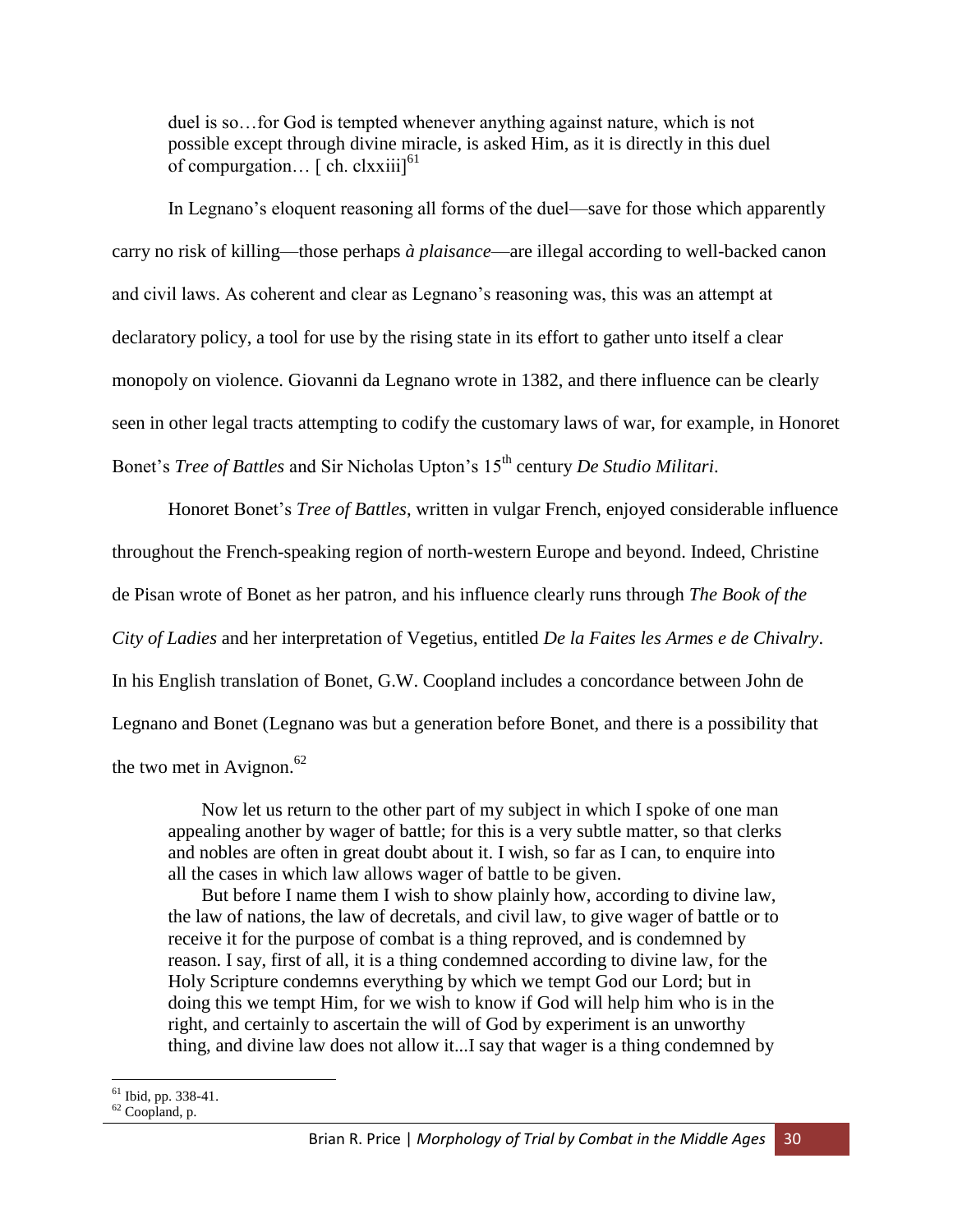> duel is so…for God is tempted whenever anything against nature, which is not possible except through divine miracle, is asked Him, as it is directly in this duel of compurgation… [ ch. clxxiii][61]

In Legnano's eloquent reasoning all forms of the duel—save for those which apparently carry no risk of killing—those perhaps *à plaisance*—are illegal according to well-backed canon and civil laws. As coherent and clear as Legnano's reasoning was, this was an attempt at declaratory policy, a tool for use by the rising state in its effort to gather unto itself a clear monopoly on violence. Giovanni da Legnano wrote in 1382, and there influence can be clearly seen in other legal tracts attempting to codify the customary laws of war, for example, in Honoret Bonet's *Tree of Battles* and Sir Nicholas Upton's 15th century *De Studio Militari*.

Honoret Bonet's *Tree of Battles*, written in vulgar French, enjoyed considerable influence throughout the French-speaking region of north-western Europe and beyond. Indeed, Christine de Pisan wrote of Bonet as her patron, and his influence clearly runs through *The Book of the City of Ladies* and her interpretation of Vegetius, entitled *De la Faites les Armes e de Chivalry*. In his English translation of Bonet, G.W. Coopland includes a concordance between John de Legnano and Bonet (Legnano was but a generation before Bonet, and there is a possibility that the two met in Avignon.[62]

> Now let us return to the other part of my subject in which I spoke of one man appealing another by wager of battle; for this is a very subtle matter, so that clerks and nobles are often in great doubt about it. I wish, so far as I can, to enquire into all the cases in which law allows wager of battle to be given.
>
> But before I name them I wish to show plainly how, according to divine law, the law of nations, the law of decretals, and civil law, to give wager of battle or to receive it for the purpose of combat is a thing reproved, and is condemned by reason. I say, first of all, it is a thing condemned according to divine law, for the Holy Scripture condemns everything by which we tempt God our Lord; but in doing this we tempt Him, for we wish to know if God will help him who is in the right, and certainly to ascertain the will of God by experiment is an unworthy thing, and divine law does not allow it...I say that wager is a thing condemned by

---

[61] Ibid, pp. 338-41.

[62] Coopland, p.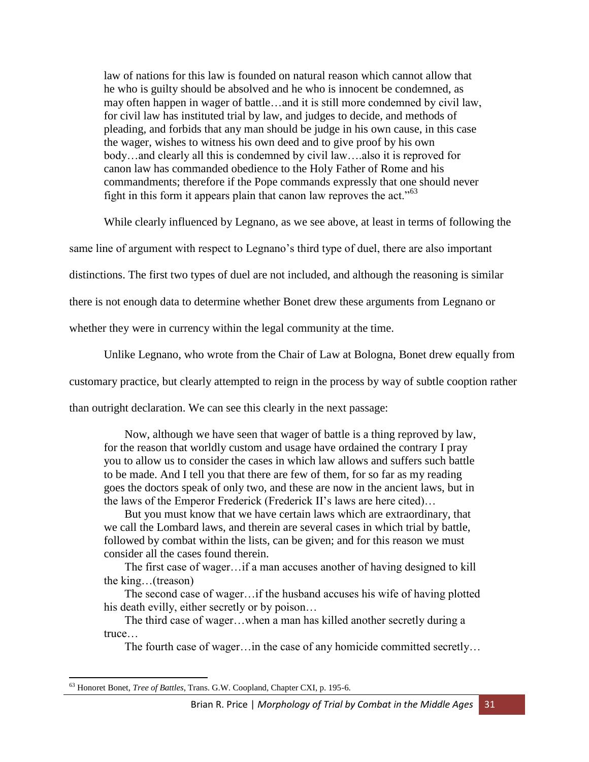> law of nations for this law is founded on natural reason which cannot allow that he who is guilty should be absolved and he who is innocent be condemned, as may often happen in wager of battle…and it is still more condemned by civil law, for civil law has instituted trial by law, and judges to decide, and methods of pleading, and forbids that any man should be judge in his own cause, in this case the wager, wishes to witness his own deed and to give proof by his own body…and clearly all this is condemned by civil law….also it is reproved for canon law has commanded obedience to the Holy Father of Rome and his commandments; therefore if the Pope commands expressly that one should never fight in this form it appears plain that canon law reproves the act."[63]

While clearly influenced by Legnano, as we see above, at least in terms of following the same line of argument with respect to Legnano's third type of duel, there are also important distinctions. The first two types of duel are not included, and although the reasoning is similar there is not enough data to determine whether Bonet drew these arguments from Legnano or whether they were in currency within the legal community at the time.

Unlike Legnano, who wrote from the Chair of Law at Bologna, Bonet drew equally from customary practice, but clearly attempted to reign in the process by way of subtle cooption rather than outright declaration. We can see this clearly in the next passage:

> Now, although we have seen that wager of battle is a thing reproved by law, for the reason that worldly custom and usage have ordained the contrary I pray you to allow us to consider the cases in which law allows and suffers such battle to be made. And I tell you that there are few of them, for so far as my reading goes the doctors speak of only two, and these are now in the ancient laws, but in the laws of the Emperor Frederick (Frederick II's laws are here cited)…
>
> But you must know that we have certain laws which are extraordinary, that we call the Lombard laws, and therein are several cases in which trial by battle, followed by combat within the lists, can be given; and for this reason we must consider all the cases found therein.
>
> The first case of wager…if a man accuses another of having designed to kill the king…(treason)
>
> The second case of wager…if the husband accuses his wife of having plotted his death evilly, either secretly or by poison…
>
> The third case of wager…when a man has killed another secretly during a truce…
>
> The fourth case of wager…in the case of any homicide committed secretly…

---

[63] Honoret Bonet, *Tree of Battles*, Trans. G.W. Coopland, Chapter CXI, p. 195-6.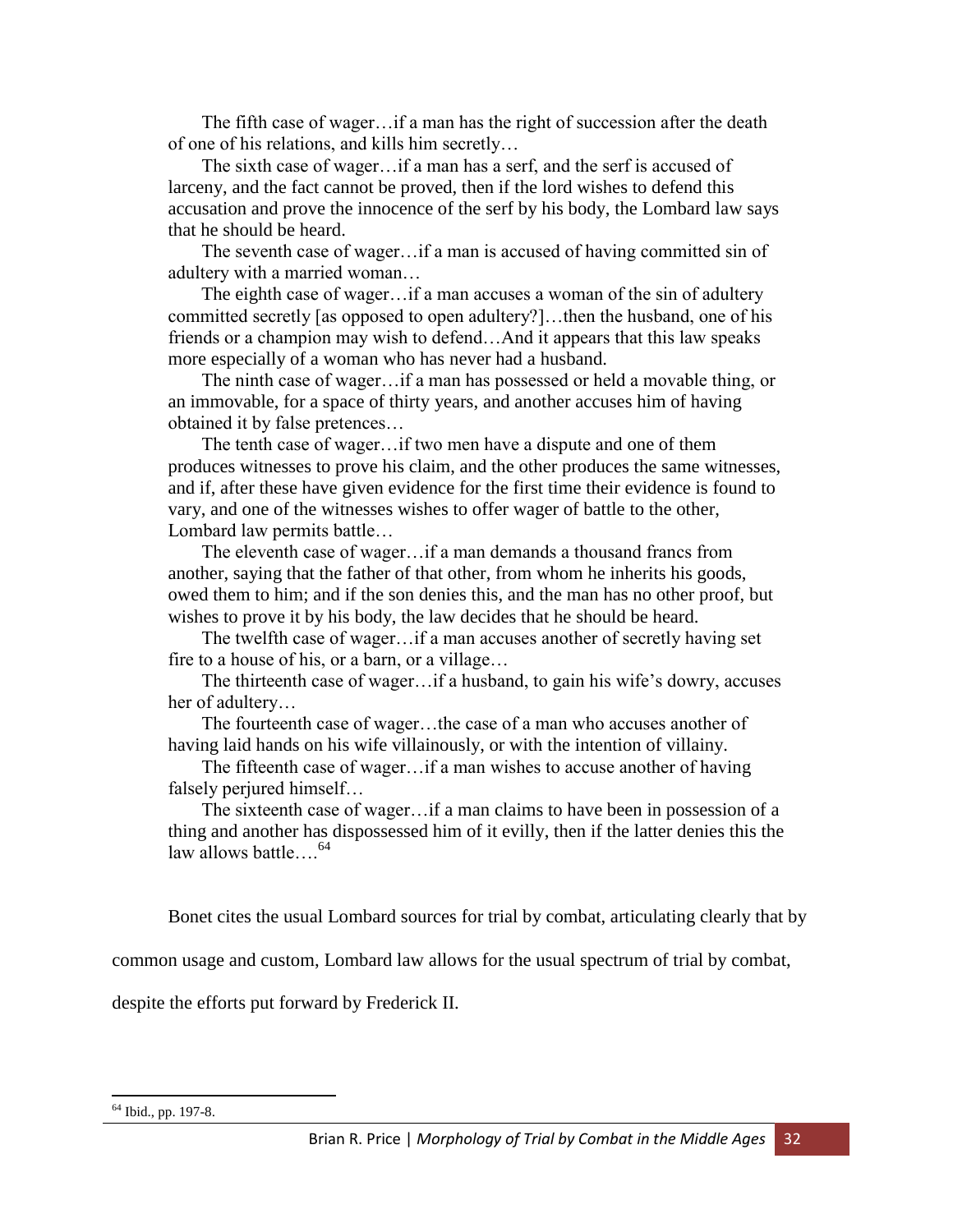The fifth case of wager…if a man has the right of succession after the death of one of his relations, and kills him secretly…

The sixth case of wager…if a man has a serf, and the serf is accused of larceny, and the fact cannot be proved, then if the lord wishes to defend this accusation and prove the innocence of the serf by his body, the Lombard law says that he should be heard.

The seventh case of wager…if a man is accused of having committed sin of adultery with a married woman…

The eighth case of wager…if a man accuses a woman of the sin of adultery committed secretly [as opposed to open adultery?]…then the husband, one of his friends or a champion may wish to defend…And it appears that this law speaks more especially of a woman who has never had a husband.

The ninth case of wager…if a man has possessed or held a movable thing, or an immovable, for a space of thirty years, and another accuses him of having obtained it by false pretences…

The tenth case of wager…if two men have a dispute and one of them produces witnesses to prove his claim, and the other produces the same witnesses, and if, after these have given evidence for the first time their evidence is found to vary, and one of the witnesses wishes to offer wager of battle to the other, Lombard law permits battle…

The eleventh case of wager…if a man demands a thousand francs from another, saying that the father of that other, from whom he inherits his goods, owed them to him; and if the son denies this, and the man has no other proof, but wishes to prove it by his body, the law decides that he should be heard.

The twelfth case of wager…if a man accuses another of secretly having set fire to a house of his, or a barn, or a village…

The thirteenth case of wager…if a husband, to gain his wife's dowry, accuses her of adultery…

The fourteenth case of wager…the case of a man who accuses another of having laid hands on his wife villainously, or with the intention of villainy.

The fifteenth case of wager…if a man wishes to accuse another of having falsely perjured himself…

The sixteenth case of wager…if a man claims to have been in possession of a thing and another has dispossessed him of it evilly, then if the latter denies this the law allows battle….[64]

Bonet cites the usual Lombard sources for trial by combat, articulating clearly that by common usage and custom, Lombard law allows for the usual spectrum of trial by combat, despite the efforts put forward by Frederick II.

---

[64] Ibid., pp. 197-8.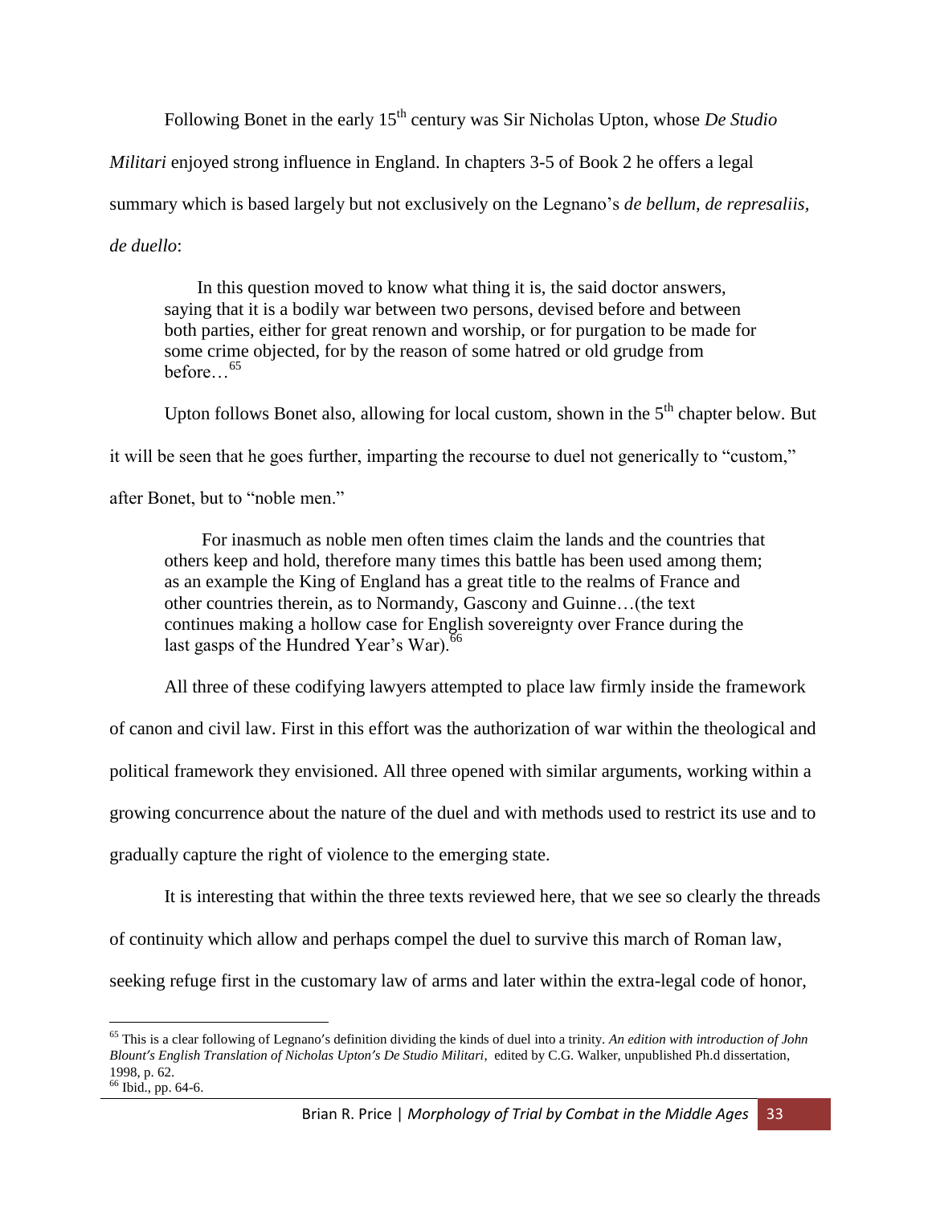Following Bonet in the early 15th century was Sir Nicholas Upton, whose *De Studio Militari* enjoyed strong influence in England. In chapters 3-5 of Book 2 he offers a legal summary which is based largely but not exclusively on the Legnano's *de bellum, de represaliis, de duello*:

> In this question moved to know what thing it is, the said doctor answers, saying that it is a bodily war between two persons, devised before and between both parties, either for great renown and worship, or for purgation to be made for some crime objected, for by the reason of some hatred or old grudge from before…[65]

Upton follows Bonet also, allowing for local custom, shown in the 5th chapter below. But it will be seen that he goes further, imparting the recourse to duel not generically to "custom," after Bonet, but to "noble men."

> For inasmuch as noble men often times claim the lands and the countries that others keep and hold, therefore many times this battle has been used among them; as an example the King of England has a great title to the realms of France and other countries therein, as to Normandy, Gascony and Guinne…(the text continues making a hollow case for English sovereignty over France during the last gasps of the Hundred Year's War).[66]

All three of these codifying lawyers attempted to place law firmly inside the framework of canon and civil law. First in this effort was the authorization of war within the theological and political framework they envisioned. All three opened with similar arguments, working within a growing concurrence about the nature of the duel and with methods used to restrict its use and to gradually capture the right of violence to the emerging state.

It is interesting that within the three texts reviewed here, that we see so clearly the threads of continuity which allow and perhaps compel the duel to survive this march of Roman law, seeking refuge first in the customary law of arms and later within the extra-legal code of honor,

---

[65] This is a clear following of Legnano's definition dividing the kinds of duel into a trinity. *An edition with introduction of John Blount's English Translation of Nicholas Upton's De Studio Militari*, edited by C.G. Walker, unpublished Ph.d dissertation, 1998, p. 62.

[66] Ibid., pp. 64-6.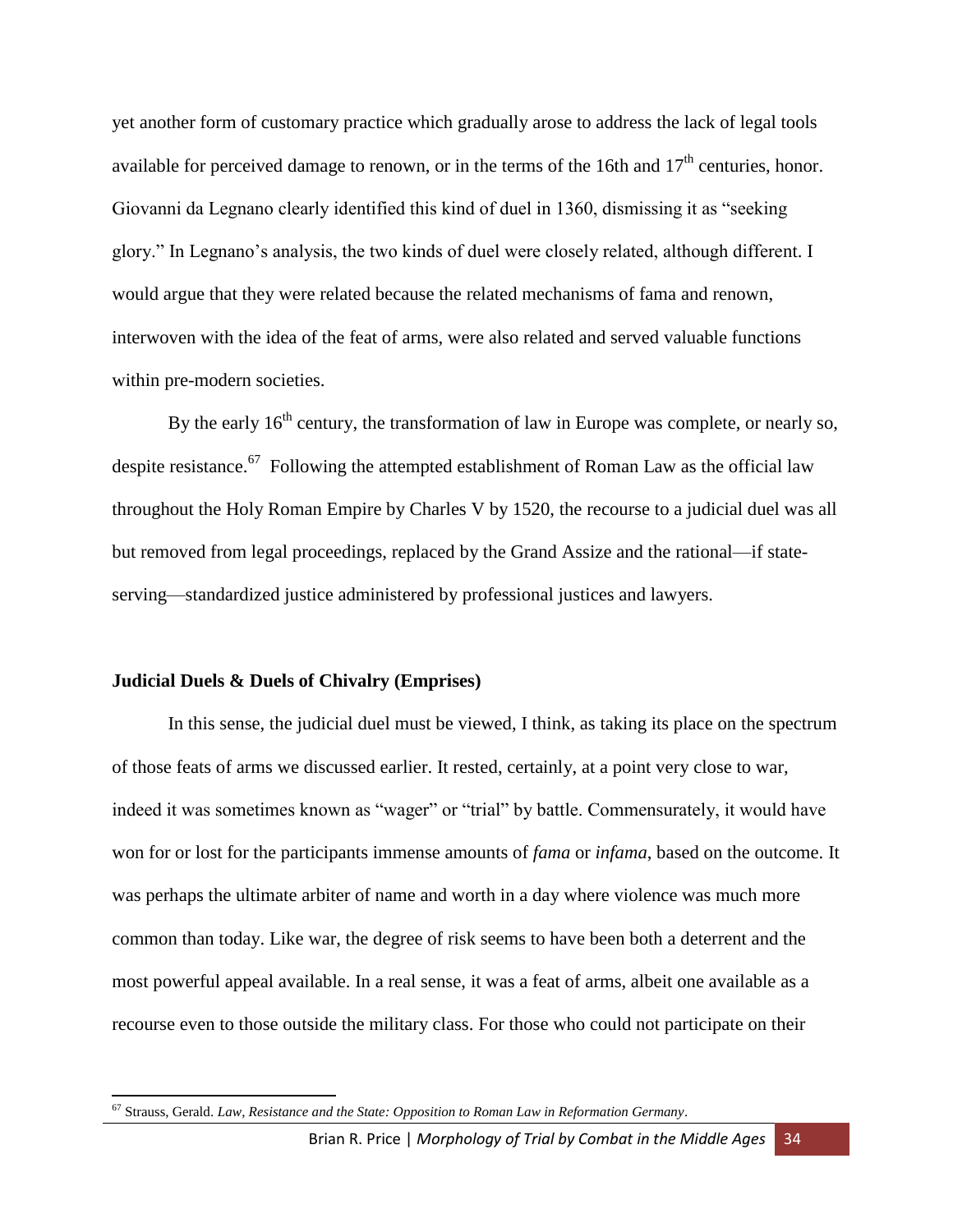yet another form of customary practice which gradually arose to address the lack of legal tools available for perceived damage to renown, or in the terms of the 16th and 17th centuries, honor. Giovanni da Legnano clearly identified this kind of duel in 1360, dismissing it as "seeking glory." In Legnano's analysis, the two kinds of duel were closely related, although different. I would argue that they were related because the related mechanisms of fama and renown, interwoven with the idea of the feat of arms, were also related and served valuable functions within pre-modern societies.

By the early 16th century, the transformation of law in Europe was complete, or nearly so, despite resistance.[67] Following the attempted establishment of Roman Law as the official law throughout the Holy Roman Empire by Charles V by 1520, the recourse to a judicial duel was all but removed from legal proceedings, replaced by the Grand Assize and the rational—if state-serving—standardized justice administered by professional justices and lawyers.

### Judicial Duels & Duels of Chivalry (Emprises)

In this sense, the judicial duel must be viewed, I think, as taking its place on the spectrum of those feats of arms we discussed earlier. It rested, certainly, at a point very close to war, indeed it was sometimes known as "wager" or "trial" by battle. Commensurately, it would have won for or lost for the participants immense amounts of *fama* or *infama*, based on the outcome. It was perhaps the ultimate arbiter of name and worth in a day where violence was much more common than today. Like war, the degree of risk seems to have been both a deterrent and the most powerful appeal available. In a real sense, it was a feat of arms, albeit one available as a recourse even to those outside the military class. For those who could not participate on their

---

[67] Strauss, Gerald. *Law, Resistance and the State: Opposition to Roman Law in Reformation Germany*.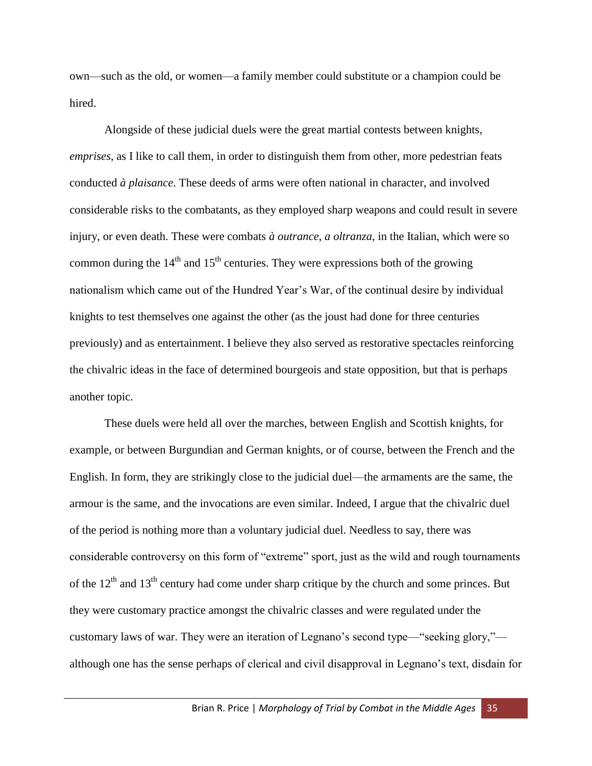own—such as the old, or women—a family member could substitute or a champion could be hired.

Alongside of these judicial duels were the great martial contests between knights, *emprises*, as I like to call them, in order to distinguish them from other, more pedestrian feats conducted *à plaisance*. These deeds of arms were often national in character, and involved considerable risks to the combatants, as they employed sharp weapons and could result in severe injury, or even death. These were combats *à outrance*, *a oltranza*, in the Italian, which were so common during the 14th and 15th centuries. They were expressions both of the growing nationalism which came out of the Hundred Year's War, of the continual desire by individual knights to test themselves one against the other (as the joust had done for three centuries previously) and as entertainment. I believe they also served as restorative spectacles reinforcing the chivalric ideas in the face of determined bourgeois and state opposition, but that is perhaps another topic.

These duels were held all over the marches, between English and Scottish knights, for example, or between Burgundian and German knights, or of course, between the French and the English. In form, they are strikingly close to the judicial duel—the armaments are the same, the armour is the same, and the invocations are even similar. Indeed, I argue that the chivalric duel of the period is nothing more than a voluntary judicial duel. Needless to say, there was considerable controversy on this form of "extreme" sport, just as the wild and rough tournaments of the 12th and 13th century had come under sharp critique by the church and some princes. But they were customary practice amongst the chivalric classes and were regulated under the customary laws of war. They were an iteration of Legnano's second type—"seeking glory,"—although one has the sense perhaps of clerical and civil disapproval in Legnano's text, disdain for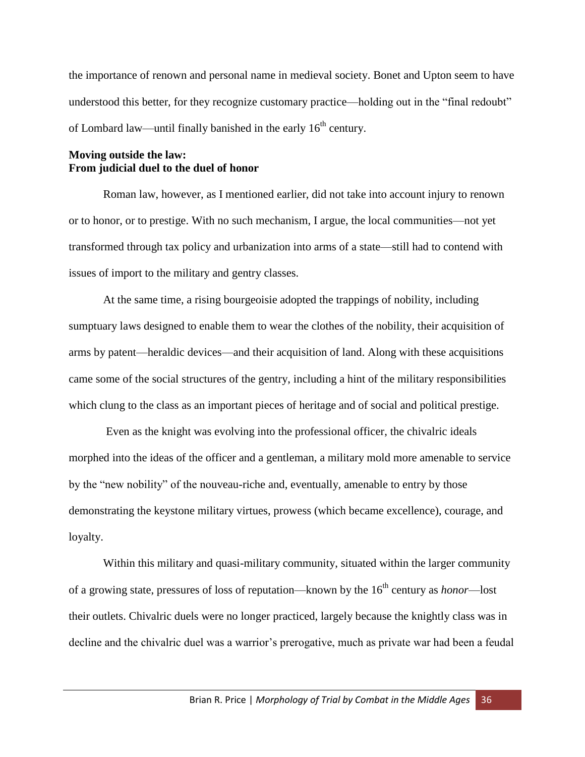the importance of renown and personal name in medieval society. Bonet and Upton seem to have understood this better, for they recognize customary practice—holding out in the "final redoubt" of Lombard law—until finally banished in the early 16th century.

**Moving outside the law:**
**From judicial duel to the duel of honor**

Roman law, however, as I mentioned earlier, did not take into account injury to renown or to honor, or to prestige. With no such mechanism, I argue, the local communities—not yet transformed through tax policy and urbanization into arms of a state—still had to contend with issues of import to the military and gentry classes.

At the same time, a rising bourgeoisie adopted the trappings of nobility, including sumptuary laws designed to enable them to wear the clothes of the nobility, their acquisition of arms by patent—heraldic devices—and their acquisition of land. Along with these acquisitions came some of the social structures of the gentry, including a hint of the military responsibilities which clung to the class as an important pieces of heritage and of social and political prestige.

Even as the knight was evolving into the professional officer, the chivalric ideals morphed into the ideas of the officer and a gentleman, a military mold more amenable to service by the "new nobility" of the nouveau-riche and, eventually, amenable to entry by those demonstrating the keystone military virtues, prowess (which became excellence), courage, and loyalty.

Within this military and quasi-military community, situated within the larger community of a growing state, pressures of loss of reputation—known by the 16th century as *honor*—lost their outlets. Chivalric duels were no longer practiced, largely because the knightly class was in decline and the chivalric duel was a warrior's prerogative, much as private war had been a feudal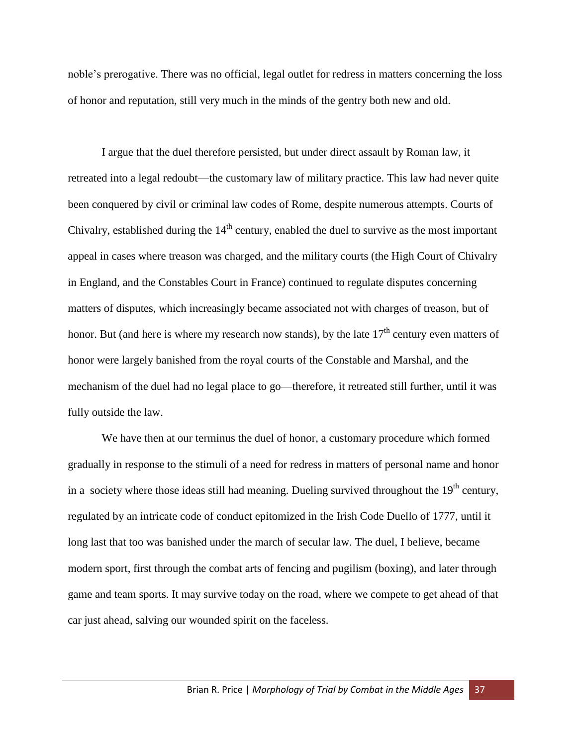noble's prerogative. There was no official, legal outlet for redress in matters concerning the loss of honor and reputation, still very much in the minds of the gentry both new and old.

I argue that the duel therefore persisted, but under direct assault by Roman law, it retreated into a legal redoubt—the customary law of military practice. This law had never quite been conquered by civil or criminal law codes of Rome, despite numerous attempts. Courts of Chivalry, established during the 14th century, enabled the duel to survive as the most important appeal in cases where treason was charged, and the military courts (the High Court of Chivalry in England, and the Constables Court in France) continued to regulate disputes concerning matters of disputes, which increasingly became associated not with charges of treason, but of honor. But (and here is where my research now stands), by the late 17th century even matters of honor were largely banished from the royal courts of the Constable and Marshal, and the mechanism of the duel had no legal place to go—therefore, it retreated still further, until it was fully outside the law.

We have then at our terminus the duel of honor, a customary procedure which formed gradually in response to the stimuli of a need for redress in matters of personal name and honor in a society where those ideas still had meaning. Dueling survived throughout the 19th century, regulated by an intricate code of conduct epitomized in the Irish Code Duello of 1777, until it long last that too was banished under the march of secular law. The duel, I believe, became modern sport, first through the combat arts of fencing and pugilism (boxing), and later through game and team sports. It may survive today on the road, where we compete to get ahead of that car just ahead, salving our wounded spirit on the faceless.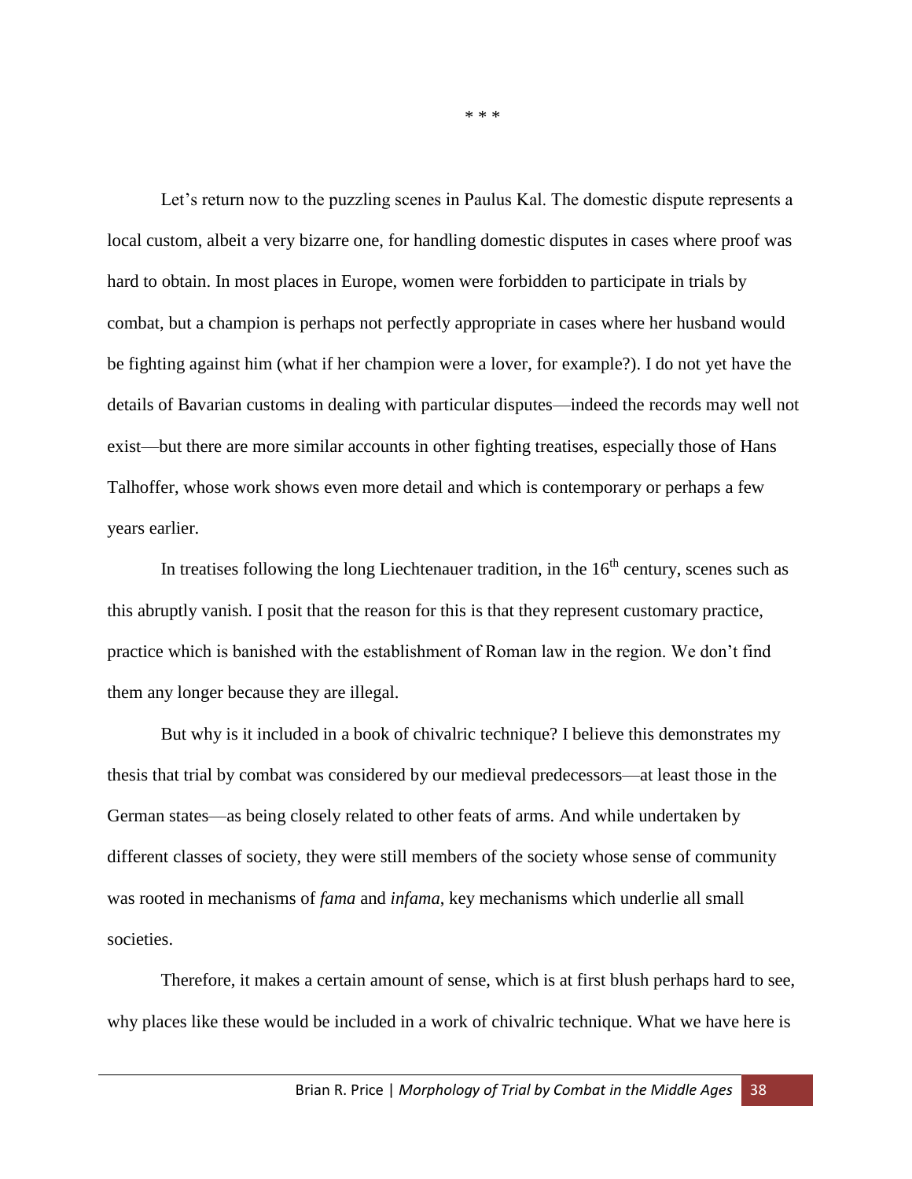\* \* \*

Let's return now to the puzzling scenes in Paulus Kal. The domestic dispute represents a local custom, albeit a very bizarre one, for handling domestic disputes in cases where proof was hard to obtain. In most places in Europe, women were forbidden to participate in trials by combat, but a champion is perhaps not perfectly appropriate in cases where her husband would be fighting against him (what if her champion were a lover, for example?). I do not yet have the details of Bavarian customs in dealing with particular disputes—indeed the records may well not exist—but there are more similar accounts in other fighting treatises, especially those of Hans Talhoffer, whose work shows even more detail and which is contemporary or perhaps a few years earlier.

In treatises following the long Liechtenauer tradition, in the 16th century, scenes such as this abruptly vanish. I posit that the reason for this is that they represent customary practice, practice which is banished with the establishment of Roman law in the region. We don't find them any longer because they are illegal.

But why is it included in a book of chivalric technique? I believe this demonstrates my thesis that trial by combat was considered by our medieval predecessors—at least those in the German states—as being closely related to other feats of arms. And while undertaken by different classes of society, they were still members of the society whose sense of community was rooted in mechanisms of *fama* and *infama*, key mechanisms which underlie all small societies.

Therefore, it makes a certain amount of sense, which is at first blush perhaps hard to see, why places like these would be included in a work of chivalric technique. What we have here is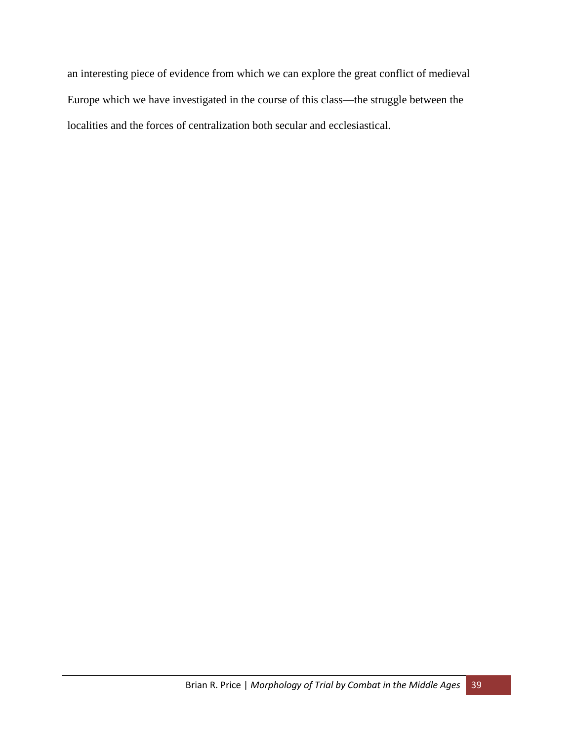an interesting piece of evidence from which we can explore the great conflict of medieval Europe which we have investigated in the course of this class—the struggle between the localities and the forces of centralization both secular and ecclesiastical.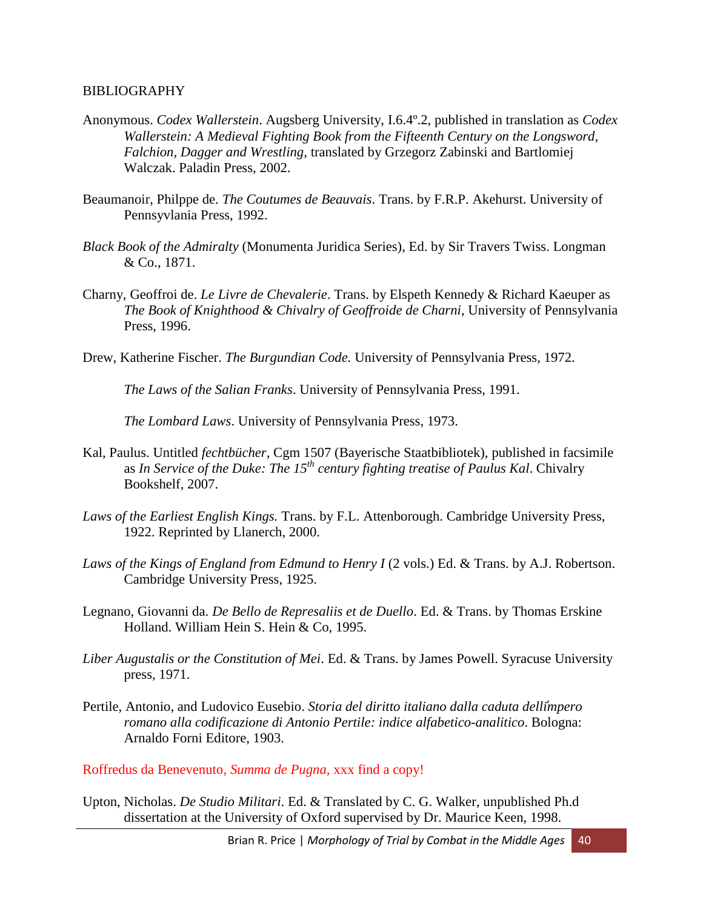BIBLIOGRAPHY

Anonymous. *Codex Wallerstein*. Augsberg University, I.6.4º.2, published in translation as *Codex Wallerstein: A Medieval Fighting Book from the Fifteenth Century on the Longsword, Falchion, Dagger and Wrestling*, translated by Grzegorz Zabinski and Bartlomiej Walczak. Paladin Press, 2002.

Beaumanoir, Philppe de. *The Coutumes de Beauvais*. Trans. by F.R.P. Akehurst. University of Pennsyvlania Press, 1992.

*Black Book of the Admiralty* (Monumenta Juridica Series), Ed. by Sir Travers Twiss. Longman & Co., 1871.

Charny, Geoffroi de. *Le Livre de Chevalerie*. Trans. by Elspeth Kennedy & Richard Kaeuper as *The Book of Knighthood & Chivalry of Geoffroide de Charni*, University of Pennsylvania Press, 1996.

Drew, Katherine Fischer. *The Burgundian Code.* University of Pennsylvania Press, 1972.

*The Laws of the Salian Franks*. University of Pennsylvania Press, 1991.

*The Lombard Laws*. University of Pennsylvania Press, 1973.

Kal, Paulus. Untitled *fechtbücher*, Cgm 1507 (Bayerische Staatbibliotek), published in facsimile as *In Service of the Duke: The 15th century fighting treatise of Paulus Kal*. Chivalry Bookshelf, 2007.

*Laws of the Earliest English Kings.* Trans. by F.L. Attenborough. Cambridge University Press, 1922. Reprinted by Llanerch, 2000.

*Laws of the Kings of England from Edmund to Henry I* (2 vols.) Ed. & Trans. by A.J. Robertson. Cambridge University Press, 1925.

Legnano, Giovanni da. *De Bello de Represaliis et de Duello*. Ed. & Trans. by Thomas Erskine Holland. William Hein S. Hein & Co, 1995.

*Liber Augustalis or the Constitution of Mei*. Ed. & Trans. by James Powell. Syracuse University press, 1971.

Pertile, Antonio, and Ludovico Eusebio. *Storia del diritto italiano dalla caduta dellimpero romano alla codificazione di Antonio Pertile: indice alfabetico-analitico*. Bologna: Arnaldo Forni Editore, 1903.

Roffredus da Benevenuto, *Summa de Pugna*, xxx find a copy!

Upton, Nicholas. *De Studio Militari.* Ed. & Translated by C. G. Walker, unpublished Ph.d dissertation at the University of Oxford supervised by Dr. Maurice Keen, 1998.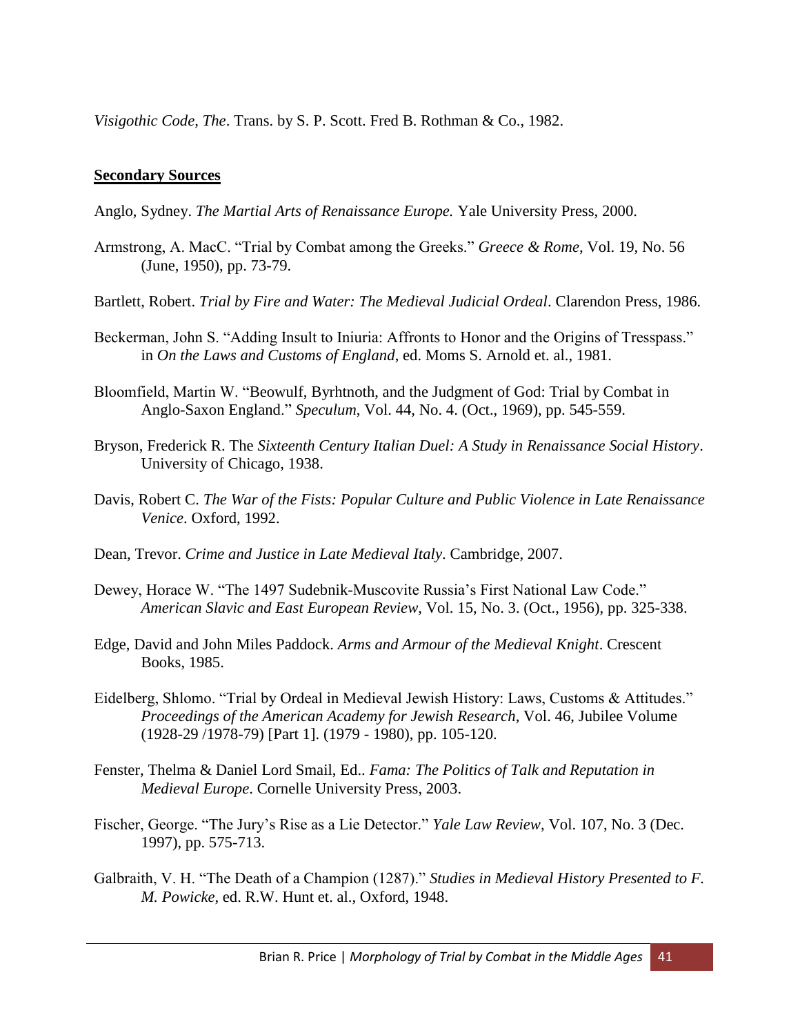*Visigothic Code, The*. Trans. by S. P. Scott. Fred B. Rothman & Co., 1982.

**Secondary Sources**

Anglo, Sydney. *The Martial Arts of Renaissance Europe.* Yale University Press, 2000.

Armstrong, A. MacC. "Trial by Combat among the Greeks." *Greece & Rome*, Vol. 19, No. 56 (June, 1950), pp. 73-79.

Bartlett, Robert. *Trial by Fire and Water: The Medieval Judicial Ordeal*. Clarendon Press, 1986.

Beckerman, John S. "Adding Insult to Iniuria: Affronts to Honor and the Origins of Tresspass." in *On the Laws and Customs of England*, ed. Moms S. Arnold et. al., 1981.

Bloomfield, Martin W. "Beowulf, Byrhtnoth, and the Judgment of God: Trial by Combat in Anglo-Saxon England." *Speculum*, Vol. 44, No. 4. (Oct., 1969), pp. 545-559.

Bryson, Frederick R. The *Sixteenth Century Italian Duel: A Study in Renaissance Social History*. University of Chicago, 1938.

Davis, Robert C. *The War of the Fists: Popular Culture and Public Violence in Late Renaissance Venice*. Oxford, 1992.

Dean, Trevor. *Crime and Justice in Late Medieval Italy*. Cambridge, 2007.

Dewey, Horace W. "The 1497 Sudebnik-Muscovite Russia's First National Law Code." *American Slavic and East European Review*, Vol. 15, No. 3. (Oct., 1956), pp. 325-338.

Edge, David and John Miles Paddock. *Arms and Armour of the Medieval Knight*. Crescent Books, 1985.

Eidelberg, Shlomo. "Trial by Ordeal in Medieval Jewish History: Laws, Customs & Attitudes." *Proceedings of the American Academy for Jewish Research*, Vol. 46, Jubilee Volume (1928-29 /1978-79) [Part 1]. (1979 - 1980), pp. 105-120.

Fenster, Thelma & Daniel Lord Smail, Ed.. *Fama: The Politics of Talk and Reputation in Medieval Europe*. Cornelle University Press, 2003.

Fischer, George. "The Jury's Rise as a Lie Detector." *Yale Law Review*, Vol. 107, No. 3 (Dec. 1997), pp. 575-713.

Galbraith, V. H. "The Death of a Champion (1287)." *Studies in Medieval History Presented to F. M. Powicke*, ed. R.W. Hunt et. al., Oxford, 1948.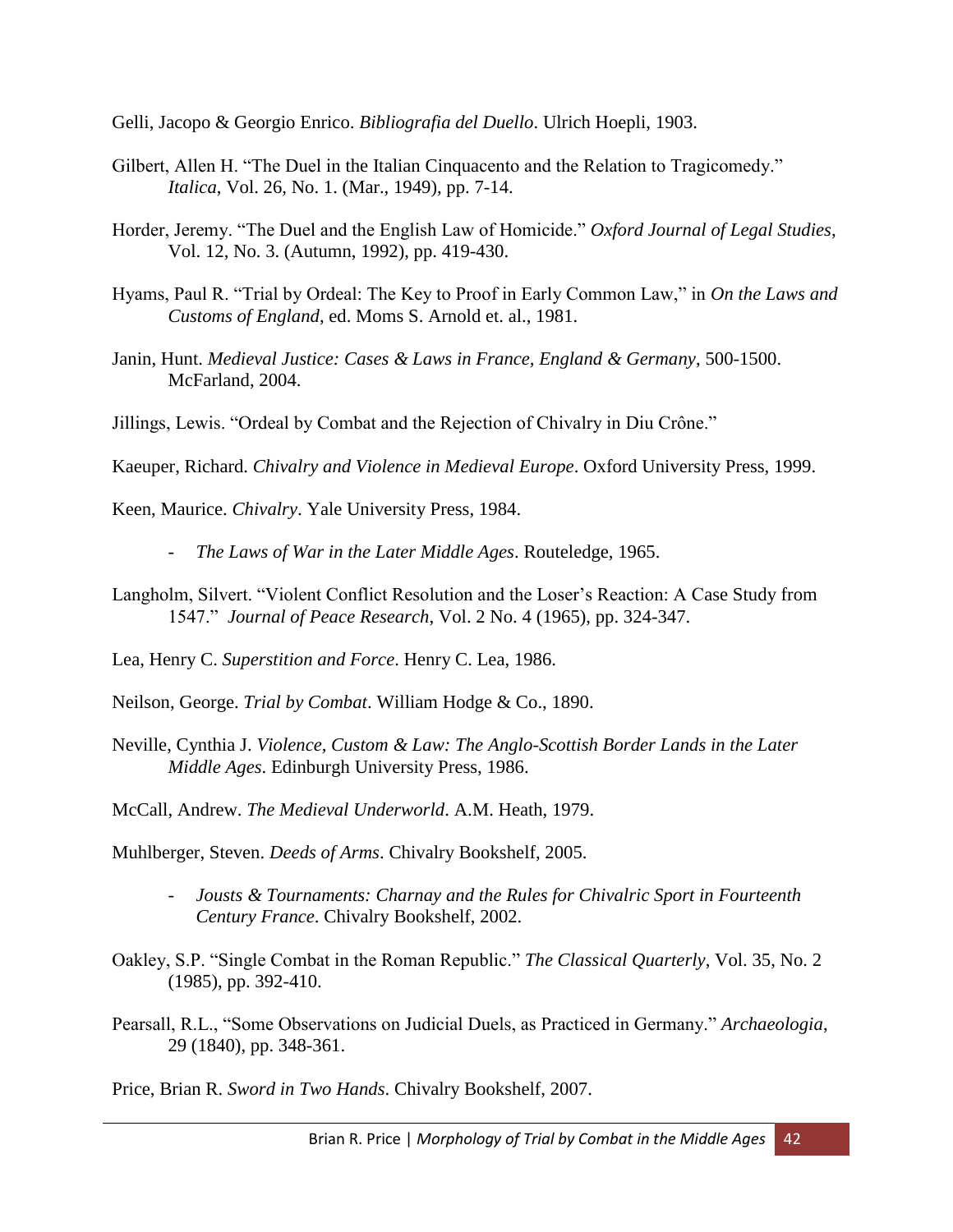Gelli, Jacopo & Georgio Enrico. *Bibliografia del Duello*. Ulrich Hoepli, 1903.

Gilbert, Allen H. "The Duel in the Italian Cinquacento and the Relation to Tragicomedy." *Italica,* Vol. 26, No. 1. (Mar., 1949), pp. 7-14.

Horder, Jeremy. "The Duel and the English Law of Homicide." *Oxford Journal of Legal Studies*, Vol. 12, No. 3. (Autumn, 1992), pp. 419-430.

Hyams, Paul R. "Trial by Ordeal: The Key to Proof in Early Common Law," in *On the Laws and Customs of England*, ed. Moms S. Arnold et. al., 1981.

Janin, Hunt. *Medieval Justice: Cases & Laws in France, England & Germany*, 500-1500. McFarland, 2004.

Jillings, Lewis. "Ordeal by Combat and the Rejection of Chivalry in Diu Crône."

Kaeuper, Richard. *Chivalry and Violence in Medieval Europe*. Oxford University Press, 1999.

Keen, Maurice. *Chivalry*. Yale University Press, 1984.

- *The Laws of War in the Later Middle Ages*. Routeledge, 1965.

Langholm, Silvert. "Violent Conflict Resolution and the Loser's Reaction: A Case Study from 1547." *Journal of Peace Research*, Vol. 2 No. 4 (1965), pp. 324-347.

Lea, Henry C. *Superstition and Force*. Henry C. Lea, 1986.

Neilson, George. *Trial by Combat*. William Hodge & Co., 1890.

Neville, Cynthia J. *Violence, Custom & Law: The Anglo-Scottish Border Lands in the Later Middle Ages*. Edinburgh University Press, 1986.

McCall, Andrew. *The Medieval Underworld*. A.M. Heath, 1979.

Muhlberger, Steven. *Deeds of Arms*. Chivalry Bookshelf, 2005.

- *Jousts & Tournaments: Charnay and the Rules for Chivalric Sport in Fourteenth Century France*. Chivalry Bookshelf, 2002.

Oakley, S.P. "Single Combat in the Roman Republic." *The Classical Quarterly*, Vol. 35, No. 2 (1985), pp. 392-410.

Pearsall, R.L., "Some Observations on Judicial Duels, as Practiced in Germany." *Archaeologia*, 29 (1840), pp. 348-361.

Price, Brian R. *Sword in Two Hands*. Chivalry Bookshelf, 2007.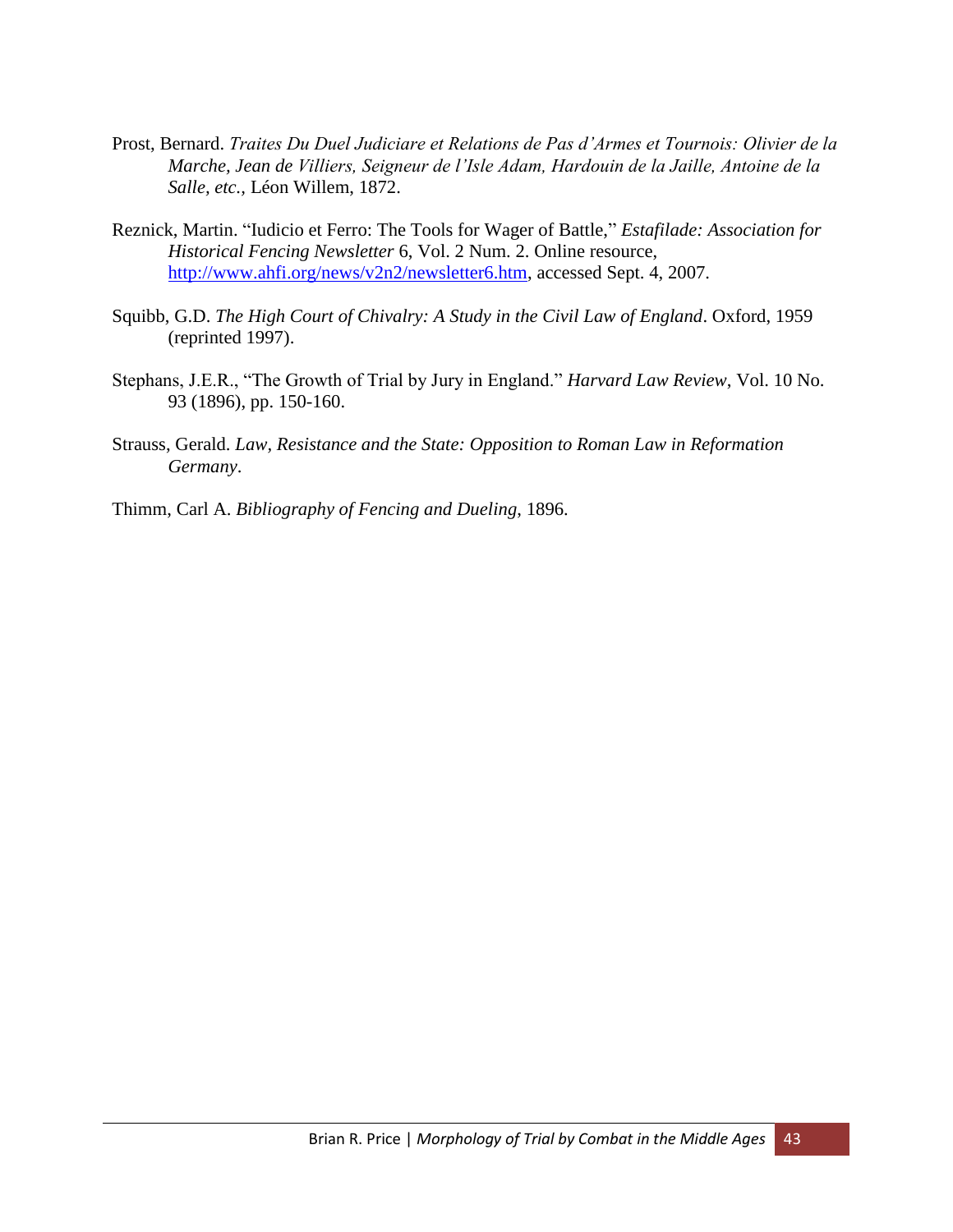Prost, Bernard. *Traites Du Duel Judiciare et Relations de Pas d'Armes et Tournois: Olivier de la Marche, Jean de Villiers, Seigneur de l'Isle Adam, Hardouin de la Jaille, Antoine de la Salle, etc.*, Léon Willem, 1872.

Reznick, Martin. "Iudicio et Ferro: The Tools for Wager of Battle," *Estafilade: Association for Historical Fencing Newsletter* 6, Vol. 2 Num. 2. Online resource, http://www.ahfi.org/news/v2n2/newsletter6.htm, accessed Sept. 4, 2007.

Squibb, G.D. *The High Court of Chivalry: A Study in the Civil Law of England*. Oxford, 1959 (reprinted 1997).

Stephans, J.E.R., "The Growth of Trial by Jury in England." *Harvard Law Review*, Vol. 10 No. 93 (1896), pp. 150-160.

Strauss, Gerald. *Law, Resistance and the State: Opposition to Roman Law in Reformation Germany*.

Thimm, Carl A. *Bibliography of Fencing and Dueling*, 1896.